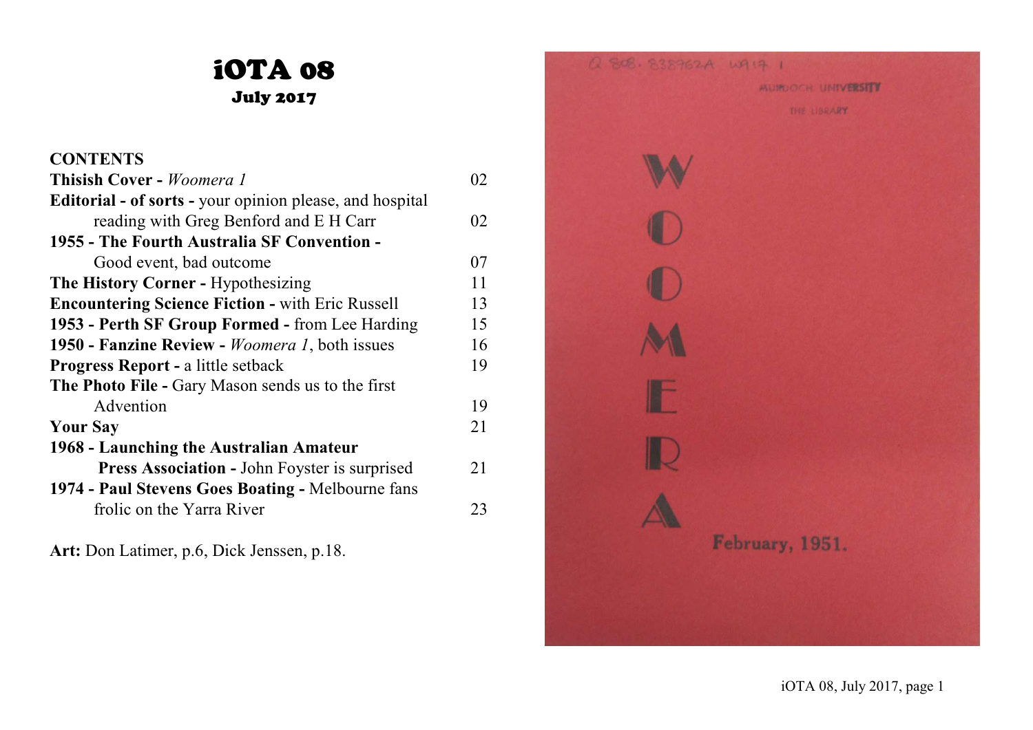# iOTA 08

**July 2017**

**CONTENTS**

| | |
|---|---|
| **Thisish Cover -** *Woomera 1* | 02 |
| **Editorial - of sorts -** your opinion please, and hospital reading with Greg Benford and E H Carr | 02 |
| **1955 - The Fourth Australia SF Convention -** Good event, bad outcome | 07 |
| **The History Corner -** Hypothesizing | 11 |
| **Encountering Science Fiction -** with Eric Russell | 13 |
| **1953 - Perth SF Group Formed -** from Lee Harding | 15 |
| **1950 - Fanzine Review -** *Woomera 1*, both issues | 16 |
| **Progress Report -** a little setback | 19 |
| **The Photo File -** Gary Mason sends us to the first Advention | 19 |
| **Your Say** | 21 |
| **1968 - Launching the Australian Amateur Press Association -** John Foyster is surprised | 21 |
| **1974 - Paul Stevens Goes Boating -** Melbourne fans frolic on the Yarra River | 23 |

**Art:** Don Latimer, p.6, Dick Jenssen, p.18.

Q 808. 838762A WQ17 1

MURDOCH UNIVERSITY

THE LIBRARY

WOOMERA

February, 1951.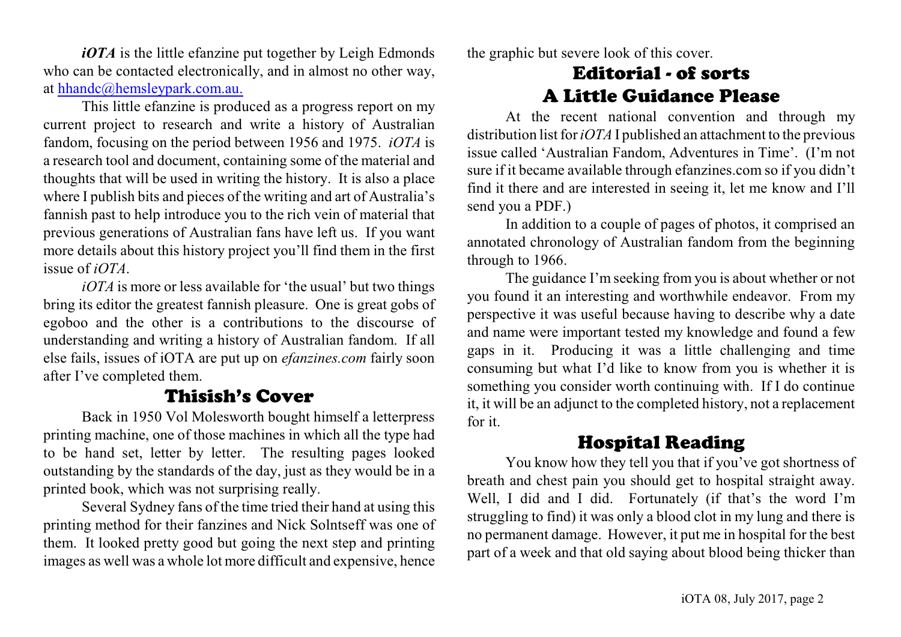***iOTA*** is the little efanzine put together by Leigh Edmonds who can be contacted electronically, and in almost no other way, at hhandc@hemsleypark.com.au.

This little efanzine is produced as a progress report on my current project to research and write a history of Australian fandom, focusing on the period between 1956 and 1975. *iOTA* is a research tool and document, containing some of the material and thoughts that will be used in writing the history. It is also a place where I publish bits and pieces of the writing and art of Australia's fannish past to help introduce you to the rich vein of material that previous generations of Australian fans have left us. If you want more details about this history project you'll find them in the first issue of *iOTA*.

*iOTA* is more or less available for 'the usual' but two things bring its editor the greatest fannish pleasure. One is great gobs of egoboo and the other is a contributions to the discourse of understanding and writing a history of Australian fandom. If all else fails, issues of iOTA are put up on *efanzines.com* fairly soon after I've completed them.

## Thisish's Cover

Back in 1950 Vol Molesworth bought himself a letterpress printing machine, one of those machines in which all the type had to be hand set, letter by letter. The resulting pages looked outstanding by the standards of the day, just as they would be in a printed book, which was not surprising really.

Several Sydney fans of the time tried their hand at using this printing method for their fanzines and Nick Solntseff was one of them. It looked pretty good but going the next step and printing images as well was a whole lot more difficult and expensive, hence the graphic but severe look of this cover.

## Editorial - of sorts
## A Little Guidance Please

At the recent national convention and through my distribution list for *iOTA* I published an attachment to the previous issue called 'Australian Fandom, Adventures in Time'. (I'm not sure if it became available through efanzines.com so if you didn't find it there and are interested in seeing it, let me know and I'll send you a PDF.)

In addition to a couple of pages of photos, it comprised an annotated chronology of Australian fandom from the beginning through to 1966.

The guidance I'm seeking from you is about whether or not you found it an interesting and worthwhile endeavor. From my perspective it was useful because having to describe why a date and name were important tested my knowledge and found a few gaps in it. Producing it was a little challenging and time consuming but what I'd like to know from you is whether it is something you consider worth continuing with. If I do continue it, it will be an adjunct to the completed history, not a replacement for it.

## Hospital Reading

You know how they tell you that if you've got shortness of breath and chest pain you should get to hospital straight away. Well, I did and I did. Fortunately (if that's the word I'm struggling to find) it was only a blood clot in my lung and there is no permanent damage. However, it put me in hospital for the best part of a week and that old saying about blood being thicker than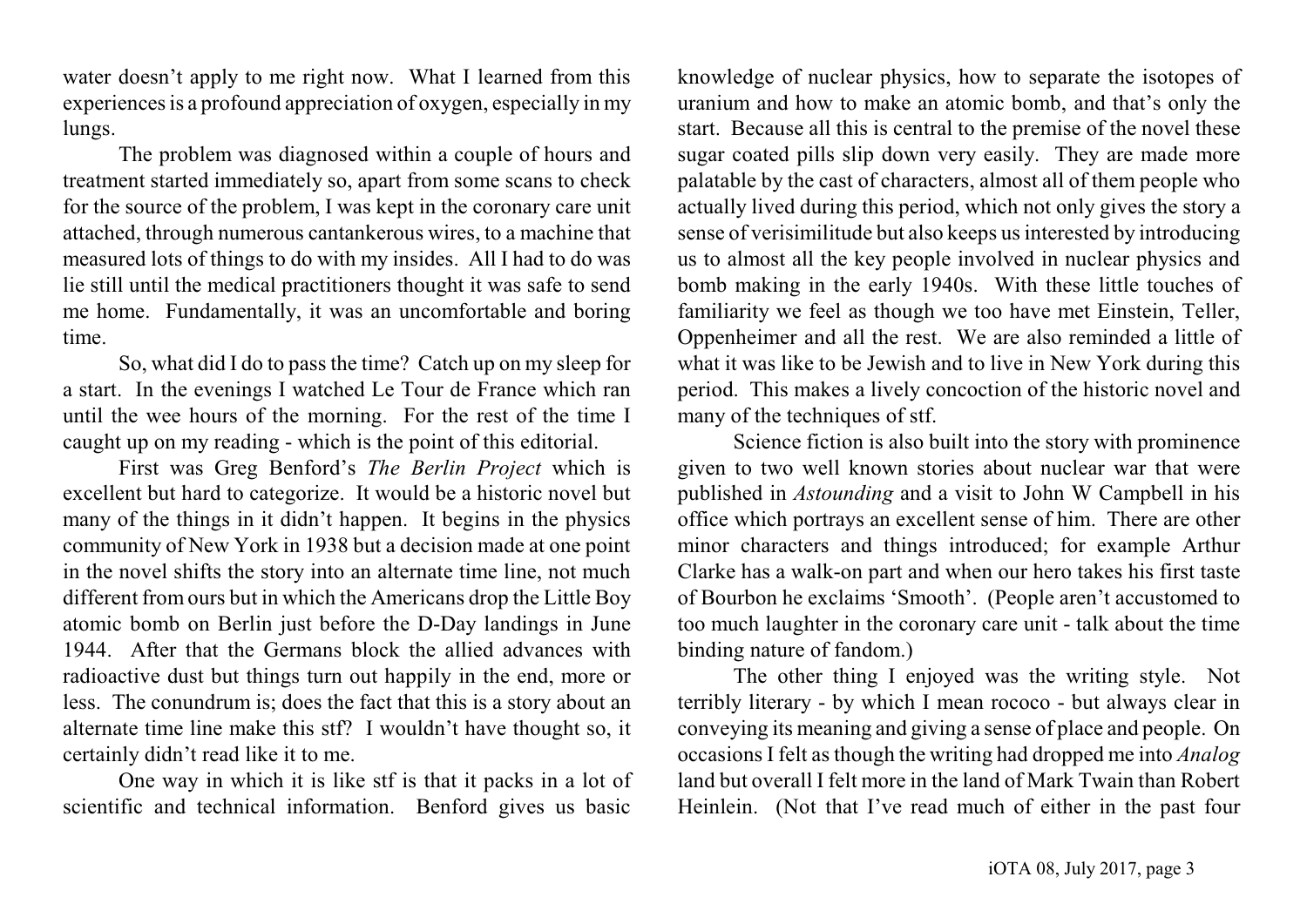water doesn't apply to me right now. What I learned from this experiences is a profound appreciation of oxygen, especially in my lungs.

The problem was diagnosed within a couple of hours and treatment started immediately so, apart from some scans to check for the source of the problem, I was kept in the coronary care unit attached, through numerous cantankerous wires, to a machine that measured lots of things to do with my insides. All I had to do was lie still until the medical practitioners thought it was safe to send me home. Fundamentally, it was an uncomfortable and boring time.

So, what did I do to pass the time? Catch up on my sleep for a start. In the evenings I watched Le Tour de France which ran until the wee hours of the morning. For the rest of the time I caught up on my reading - which is the point of this editorial.

First was Greg Benford's *The Berlin Project* which is excellent but hard to categorize. It would be a historic novel but many of the things in it didn't happen. It begins in the physics community of New York in 1938 but a decision made at one point in the novel shifts the story into an alternate time line, not much different from ours but in which the Americans drop the Little Boy atomic bomb on Berlin just before the D-Day landings in June 1944. After that the Germans block the allied advances with radioactive dust but things turn out happily in the end, more or less. The conundrum is; does the fact that this is a story about an alternate time line make this stf? I wouldn't have thought so, it certainly didn't read like it to me.

One way in which it is like stf is that it packs in a lot of scientific and technical information. Benford gives us basic knowledge of nuclear physics, how to separate the isotopes of uranium and how to make an atomic bomb, and that's only the start. Because all this is central to the premise of the novel these sugar coated pills slip down very easily. They are made more palatable by the cast of characters, almost all of them people who actually lived during this period, which not only gives the story a sense of verisimilitude but also keeps us interested by introducing us to almost all the key people involved in nuclear physics and bomb making in the early 1940s. With these little touches of familiarity we feel as though we too have met Einstein, Teller, Oppenheimer and all the rest. We are also reminded a little of what it was like to be Jewish and to live in New York during this period. This makes a lively concoction of the historic novel and many of the techniques of stf.

Science fiction is also built into the story with prominence given to two well known stories about nuclear war that were published in *Astounding* and a visit to John W Campbell in his office which portrays an excellent sense of him. There are other minor characters and things introduced; for example Arthur Clarke has a walk-on part and when our hero takes his first taste of Bourbon he exclaims 'Smooth'. (People aren't accustomed to too much laughter in the coronary care unit - talk about the time binding nature of fandom.)

The other thing I enjoyed was the writing style. Not terribly literary - by which I mean rococo - but always clear in conveying its meaning and giving a sense of place and people. On occasions I felt as though the writing had dropped me into *Analog* land but overall I felt more in the land of Mark Twain than Robert Heinlein. (Not that I've read much of either in the past four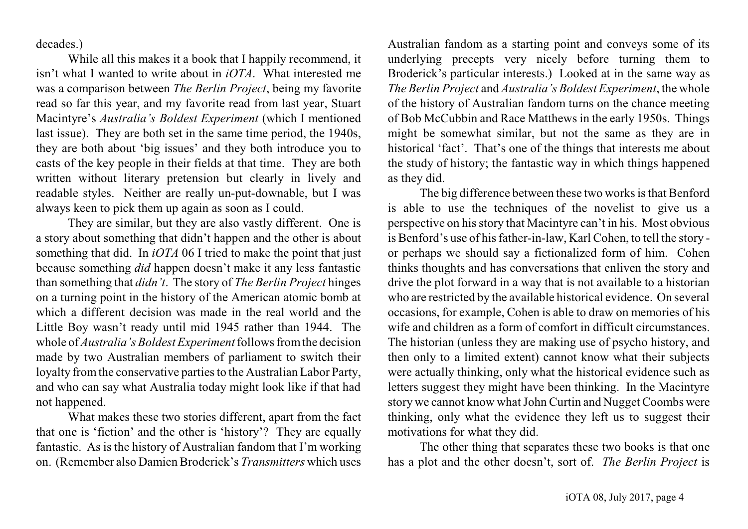decades.)

While all this makes it a book that I happily recommend, it isn't what I wanted to write about in *iOTA*. What interested me was a comparison between *The Berlin Project*, being my favorite read so far this year, and my favorite read from last year, Stuart Macintyre's *Australia's Boldest Experiment* (which I mentioned last issue). They are both set in the same time period, the 1940s, they are both about 'big issues' and they both introduce you to casts of the key people in their fields at that time. They are both written without literary pretension but clearly in lively and readable styles. Neither are really un-put-downable, but I was always keen to pick them up again as soon as I could.

They are similar, but they are also vastly different. One is a story about something that didn't happen and the other is about something that did. In *iOTA* 06 I tried to make the point that just because something *did* happen doesn't make it any less fantastic than something that *didn't*. The story of *The Berlin Project* hinges on a turning point in the history of the American atomic bomb at which a different decision was made in the real world and the Little Boy wasn't ready until mid 1945 rather than 1944. The whole of *Australia's Boldest Experiment* follows from the decision made by two Australian members of parliament to switch their loyalty from the conservative parties to the Australian Labor Party, and who can say what Australia today might look like if that had not happened.

What makes these two stories different, apart from the fact that one is 'fiction' and the other is 'history'? They are equally fantastic. As is the history of Australian fandom that I'm working on. (Remember also Damien Broderick's *Transmitters* which uses Australian fandom as a starting point and conveys some of its underlying precepts very nicely before turning them to Broderick's particular interests.) Looked at in the same way as *The Berlin Project* and *Australia's Boldest Experiment*, the whole of the history of Australian fandom turns on the chance meeting of Bob McCubbin and Race Matthews in the early 1950s. Things might be somewhat similar, but not the same as they are in historical 'fact'. That's one of the things that interests me about the study of history; the fantastic way in which things happened as they did.

The big difference between these two works is that Benford is able to use the techniques of the novelist to give us a perspective on his story that Macintyre can't in his. Most obvious is Benford's use of his father-in-law, Karl Cohen, to tell the story - or perhaps we should say a fictionalized form of him. Cohen thinks thoughts and has conversations that enliven the story and drive the plot forward in a way that is not available to a historian who are restricted by the available historical evidence. On several occasions, for example, Cohen is able to draw on memories of his wife and children as a form of comfort in difficult circumstances. The historian (unless they are making use of psycho history, and then only to a limited extent) cannot know what their subjects were actually thinking, only what the historical evidence such as letters suggest they might have been thinking. In the Macintyre story we cannot know what John Curtin and Nugget Coombs were thinking, only what the evidence they left us to suggest their motivations for what they did.

The other thing that separates these two books is that one has a plot and the other doesn't, sort of. *The Berlin Project* is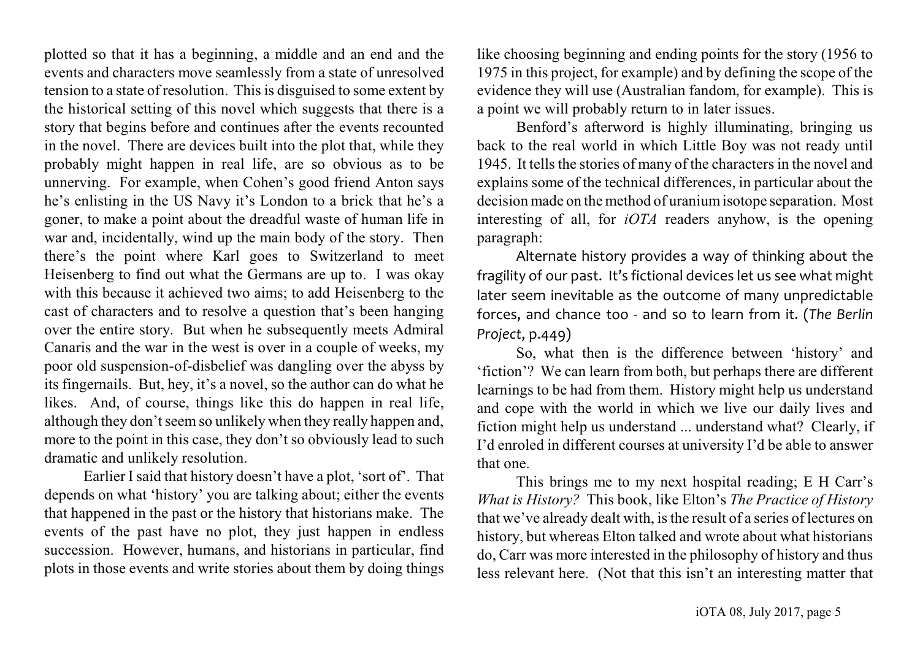plotted so that it has a beginning, a middle and an end and the events and characters move seamlessly from a state of unresolved tension to a state of resolution. This is disguised to some extent by the historical setting of this novel which suggests that there is a story that begins before and continues after the events recounted in the novel. There are devices built into the plot that, while they probably might happen in real life, are so obvious as to be unnerving. For example, when Cohen's good friend Anton says he's enlisting in the US Navy it's London to a brick that he's a goner, to make a point about the dreadful waste of human life in war and, incidentally, wind up the main body of the story. Then there's the point where Karl goes to Switzerland to meet Heisenberg to find out what the Germans are up to. I was okay with this because it achieved two aims; to add Heisenberg to the cast of characters and to resolve a question that's been hanging over the entire story. But when he subsequently meets Admiral Canaris and the war in the west is over in a couple of weeks, my poor old suspension-of-disbelief was dangling over the abyss by its fingernails. But, hey, it's a novel, so the author can do what he likes. And, of course, things like this do happen in real life, although they don't seem so unlikely when they really happen and, more to the point in this case, they don't so obviously lead to such dramatic and unlikely resolution.

Earlier I said that history doesn't have a plot, 'sort of'. That depends on what 'history' you are talking about; either the events that happened in the past or the history that historians make. The events of the past have no plot, they just happen in endless succession. However, humans, and historians in particular, find plots in those events and write stories about them by doing things like choosing beginning and ending points for the story (1956 to 1975 in this project, for example) and by defining the scope of the evidence they will use (Australian fandom, for example). This is a point we will probably return to in later issues.

Benford's afterword is highly illuminating, bringing us back to the real world in which Little Boy was not ready until 1945. It tells the stories of many of the characters in the novel and explains some of the technical differences, in particular about the decision made on the method of uranium isotope separation. Most interesting of all, for *iOTA* readers anyhow, is the opening paragraph:

> Alternate history provides a way of thinking about the fragility of our past. It's fictional devices let us see what might later seem inevitable as the outcome of many unpredictable forces, and chance too - and so to learn from it. (*The Berlin Project*, p.449)

So, what then is the difference between 'history' and 'fiction'? We can learn from both, but perhaps there are different learnings to be had from them. History might help us understand and cope with the world in which we live our daily lives and fiction might help us understand ... understand what? Clearly, if I'd enroled in different courses at university I'd be able to answer that one.

This brings me to my next hospital reading; E H Carr's *What is History?* This book, like Elton's *The Practice of History* that we've already dealt with, is the result of a series of lectures on history, but whereas Elton talked and wrote about what historians do, Carr was more interested in the philosophy of history and thus less relevant here. (Not that this isn't an interesting matter that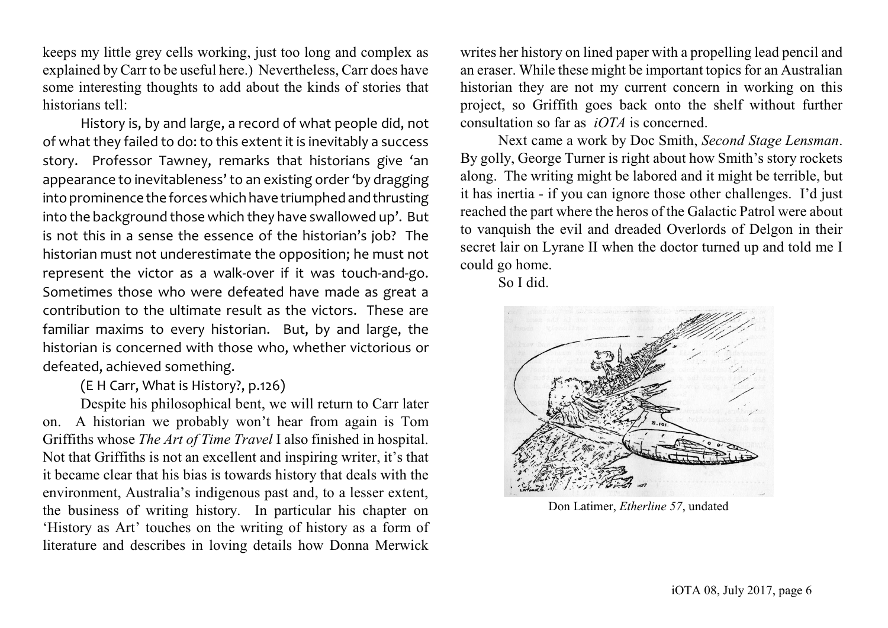keeps my little grey cells working, just too long and complex as explained by Carr to be useful here.) Nevertheless, Carr does have some interesting thoughts to add about the kinds of stories that historians tell:

History is, by and large, a record of what people did, not of what they failed to do: to this extent it is inevitably a success story. Professor Tawney, remarks that historians give 'an appearance to inevitableness' to an existing order 'by dragging into prominence the forces which have triumphed and thrusting into the background those which they have swallowed up'. But is not this in a sense the essence of the historian's job? The historian must not underestimate the opposition; he must not represent the victor as a walk-over if it was touch-and-go. Sometimes those who were defeated have made as great a contribution to the ultimate result as the victors. These are familiar maxims to every historian. But, by and large, the historian is concerned with those who, whether victorious or defeated, achieved something.

(E H Carr, What is History?, p.126)

Despite his philosophical bent, we will return to Carr later on. A historian we probably won't hear from again is Tom Griffiths whose *The Art of Time Travel* I also finished in hospital. Not that Griffiths is not an excellent and inspiring writer, it's that it became clear that his bias is towards history that deals with the environment, Australia's indigenous past and, to a lesser extent, the business of writing history. In particular his chapter on 'History as Art' touches on the writing of history as a form of literature and describes in loving details how Donna Merwick writes her history on lined paper with a propelling lead pencil and an eraser. While these might be important topics for an Australian historian they are not my current concern in working on this project, so Griffith goes back onto the shelf without further consultation so far as *iOTA* is concerned.

Next came a work by Doc Smith, *Second Stage Lensman*. By golly, George Turner is right about how Smith's story rockets along. The writing might be labored and it might be terrible, but it has inertia - if you can ignore those other challenges. I'd just reached the part where the heros of the Galactic Patrol were about to vanquish the evil and dreaded Overlords of Delgon in their secret lair on Lyrane II when the doctor turned up and told me I could go home.

So I did.

Don Latimer, *Etherline 57*, undated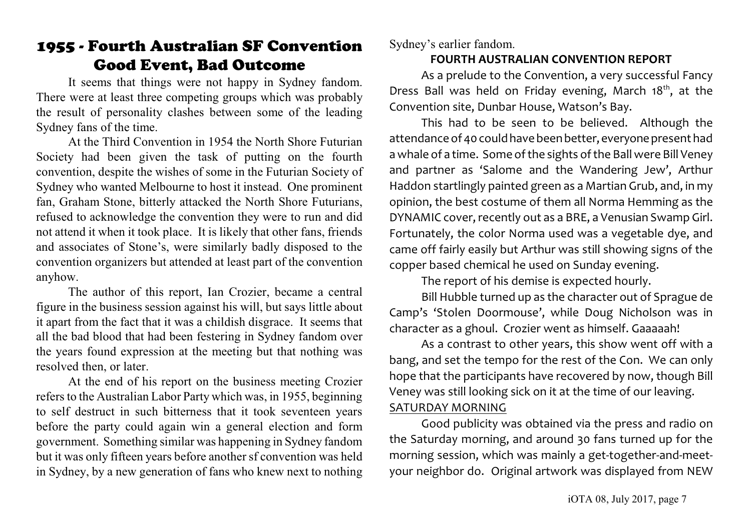# 1955 - Fourth Australian SF Convention Good Event, Bad Outcome

It seems that things were not happy in Sydney fandom. There were at least three competing groups which was probably the result of personality clashes between some of the leading Sydney fans of the time.

At the Third Convention in 1954 the North Shore Futurian Society had been given the task of putting on the fourth convention, despite the wishes of some in the Futurian Society of Sydney who wanted Melbourne to host it instead. One prominent fan, Graham Stone, bitterly attacked the North Shore Futurians, refused to acknowledge the convention they were to run and did not attend it when it took place. It is likely that other fans, friends and associates of Stone's, were similarly badly disposed to the convention organizers but attended at least part of the convention anyhow.

The author of this report, Ian Crozier, became a central figure in the business session against his will, but says little about it apart from the fact that it was a childish disgrace. It seems that all the bad blood that had been festering in Sydney fandom over the years found expression at the meeting but that nothing was resolved then, or later.

At the end of his report on the business meeting Crozier refers to the Australian Labor Party which was, in 1955, beginning to self destruct in such bitterness that it took seventeen years before the party could again win a general election and form government. Something similar was happening in Sydney fandom but it was only fifteen years before another sf convention was held in Sydney, by a new generation of fans who knew next to nothing Sydney's earlier fandom.

**FOURTH AUSTRALIAN CONVENTION REPORT**

As a prelude to the Convention, a very successful Fancy Dress Ball was held on Friday evening, March 18th, at the Convention site, Dunbar House, Watson's Bay.

This had to be seen to be believed. Although the attendance of 40 could have been better, everyone present had a whale of a time. Some of the sights of the Ball were Bill Veney and partner as 'Salome and the Wandering Jew', Arthur Haddon startlingly painted green as a Martian Grub, and, in my opinion, the best costume of them all Norma Hemming as the DYNAMIC cover, recently out as a BRE, a Venusian Swamp Girl. Fortunately, the color Norma used was a vegetable dye, and came off fairly easily but Arthur was still showing signs of the copper based chemical he used on Sunday evening.

The report of his demise is expected hourly.

Bill Hubble turned up as the character out of Sprague de Camp's 'Stolen Doormouse', while Doug Nicholson was in character as a ghoul. Crozier went as himself. Gaaaaah!

As a contrast to other years, this show went off with a bang, and set the tempo for the rest of the Con. We can only hope that the participants have recovered by now, though Bill Veney was still looking sick on it at the time of our leaving.

<u>SATURDAY MORNING</u>

Good publicity was obtained via the press and radio on the Saturday morning, and around 30 fans turned up for the morning session, which was mainly a get-together-and-meet-your neighbor do. Original artwork was displayed from NEW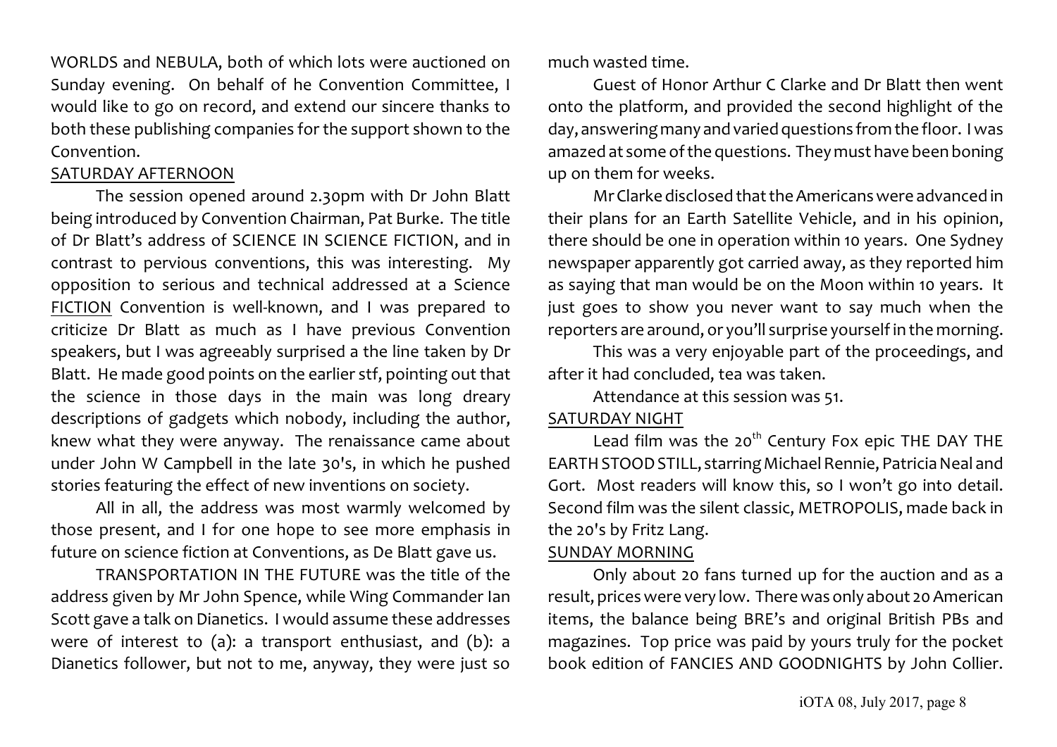WORLDS and NEBULA, both of which lots were auctioned on Sunday evening. On behalf of he Convention Committee, I would like to go on record, and extend our sincere thanks to both these publishing companies for the support shown to the Convention.

SATURDAY AFTERNOON

The session opened around 2.30pm with Dr John Blatt being introduced by Convention Chairman, Pat Burke. The title of Dr Blatt's address of SCIENCE IN SCIENCE FICTION, and in contrast to pervious conventions, this was interesting. My opposition to serious and technical addressed at a Science FICTION Convention is well-known, and I was prepared to criticize Dr Blatt as much as I have previous Convention speakers, but I was agreeably surprised a the line taken by Dr Blatt. He made good points on the earlier stf, pointing out that the science in those days in the main was long dreary descriptions of gadgets which nobody, including the author, knew what they were anyway. The renaissance came about under John W Campbell in the late 30's, in which he pushed stories featuring the effect of new inventions on society.

All in all, the address was most warmly welcomed by those present, and I for one hope to see more emphasis in future on science fiction at Conventions, as De Blatt gave us.

TRANSPORTATION IN THE FUTURE was the title of the address given by Mr John Spence, while Wing Commander Ian Scott gave a talk on Dianetics. I would assume these addresses were of interest to (a): a transport enthusiast, and (b): a Dianetics follower, but not to me, anyway, they were just so much wasted time.

Guest of Honor Arthur C Clarke and Dr Blatt then went onto the platform, and provided the second highlight of the day, answering many and varied questions from the floor. I was amazed at some of the questions. They must have been boning up on them for weeks.

Mr Clarke disclosed that the Americans were advanced in their plans for an Earth Satellite Vehicle, and in his opinion, there should be one in operation within 10 years. One Sydney newspaper apparently got carried away, as they reported him as saying that man would be on the Moon within 10 years. It just goes to show you never want to say much when the reporters are around, or you'll surprise yourself in the morning.

This was a very enjoyable part of the proceedings, and after it had concluded, tea was taken.

Attendance at this session was 51.

SATURDAY NIGHT

Lead film was the 20th Century Fox epic THE DAY THE EARTH STOOD STILL, starring Michael Rennie, Patricia Neal and Gort. Most readers will know this, so I won't go into detail. Second film was the silent classic, METROPOLIS, made back in the 20's by Fritz Lang.

SUNDAY MORNING

Only about 20 fans turned up for the auction and as a result, prices were very low. There was only about 20 American items, the balance being BRE's and original British PBs and magazines. Top price was paid by yours truly for the pocket book edition of FANCIES AND GOODNIGHTS by John Collier.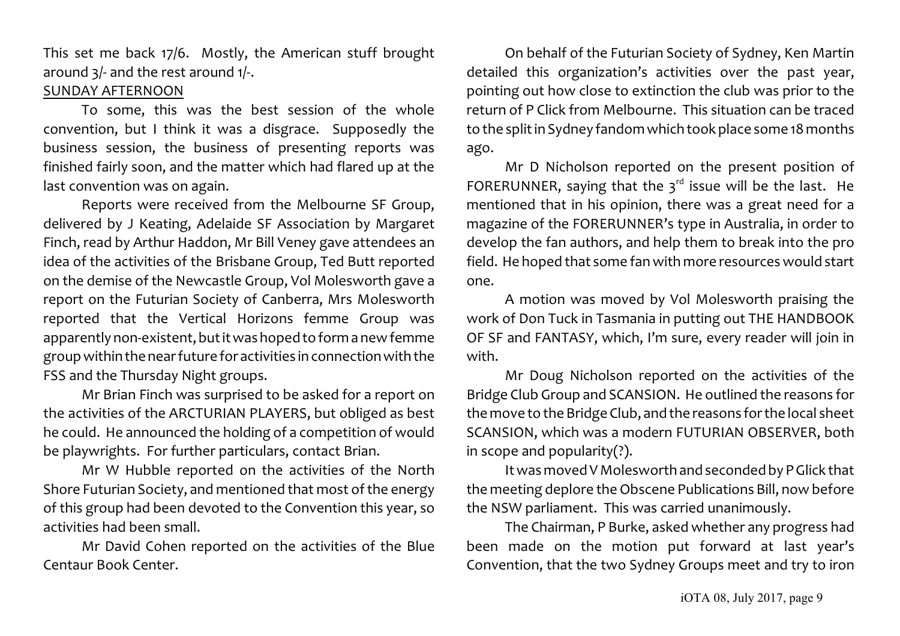This set me back 17/6. Mostly, the American stuff brought around 3/- and the rest around 1/-.

SUNDAY AFTERNOON

To some, this was the best session of the whole convention, but I think it was a disgrace. Supposedly the business session, the business of presenting reports was finished fairly soon, and the matter which had flared up at the last convention was on again.

Reports were received from the Melbourne SF Group, delivered by J Keating, Adelaide SF Association by Margaret Finch, read by Arthur Haddon, Mr Bill Veney gave attendees an idea of the activities of the Brisbane Group, Ted Butt reported on the demise of the Newcastle Group, Vol Molesworth gave a report on the Futurian Society of Canberra, Mrs Molesworth reported that the Vertical Horizons femme Group was apparently non-existent, but it was hoped to form a new femme group within the near future for activities in connection with the FSS and the Thursday Night groups.

Mr Brian Finch was surprised to be asked for a report on the activities of the ARCTURIAN PLAYERS, but obliged as best he could. He announced the holding of a competition of would be playwrights. For further particulars, contact Brian.

Mr W Hubble reported on the activities of the North Shore Futurian Society, and mentioned that most of the energy of this group had been devoted to the Convention this year, so activities had been small.

Mr David Cohen reported on the activities of the Blue Centaur Book Center.

On behalf of the Futurian Society of Sydney, Ken Martin detailed this organization's activities over the past year, pointing out how close to extinction the club was prior to the return of P Click from Melbourne. This situation can be traced to the split in Sydney fandom which took place some 18 months ago.

Mr D Nicholson reported on the present position of FORERUNNER, saying that the 3rd issue will be the last. He mentioned that in his opinion, there was a great need for a magazine of the FORERUNNER's type in Australia, in order to develop the fan authors, and help them to break into the pro field. He hoped that some fan with more resources would start one.

A motion was moved by Vol Molesworth praising the work of Don Tuck in Tasmania in putting out THE HANDBOOK OF SF and FANTASY, which, I'm sure, every reader will join in with.

Mr Doug Nicholson reported on the activities of the Bridge Club Group and SCANSION. He outlined the reasons for the move to the Bridge Club, and the reasons for the local sheet SCANSION, which was a modern FUTURIAN OBSERVER, both in scope and popularity(?).

It was moved V Molesworth and seconded by P Glick that the meeting deplore the Obscene Publications Bill, now before the NSW parliament. This was carried unanimously.

The Chairman, P Burke, asked whether any progress had been made on the motion put forward at last year's Convention, that the two Sydney Groups meet and try to iron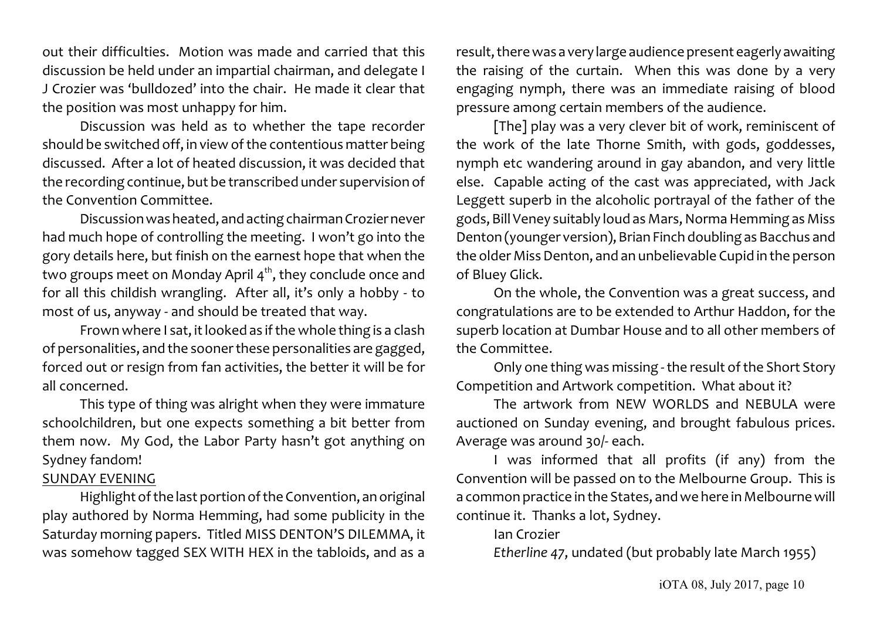out their difficulties. Motion was made and carried that this discussion be held under an impartial chairman, and delegate I J Crozier was 'bulldozed' into the chair. He made it clear that the position was most unhappy for him.

Discussion was held as to whether the tape recorder should be switched off, in view of the contentious matter being discussed. After a lot of heated discussion, it was decided that the recording continue, but be transcribed under supervision of the Convention Committee.

Discussion was heated, and acting chairman Crozier never had much hope of controlling the meeting. I won't go into the gory details here, but finish on the earnest hope that when the two groups meet on Monday April 4th, they conclude once and for all this childish wrangling. After all, it's only a hobby - to most of us, anyway - and should be treated that way.

Frown where I sat, it looked as if the whole thing is a clash of personalities, and the sooner these personalities are gagged, forced out or resign from fan activities, the better it will be for all concerned.

This type of thing was alright when they were immature schoolchildren, but one expects something a bit better from them now. My God, the Labor Party hasn't got anything on Sydney fandom!

<u>SUNDAY EVENING</u>

Highlight of the last portion of the Convention, an original play authored by Norma Hemming, had some publicity in the Saturday morning papers. Titled MISS DENTON'S DILEMMA, it was somehow tagged SEX WITH HEX in the tabloids, and as a result, there was a very large audience present eagerly awaiting the raising of the curtain. When this was done by a very engaging nymph, there was an immediate raising of blood pressure among certain members of the audience.

[The] play was a very clever bit of work, reminiscent of the work of the late Thorne Smith, with gods, goddesses, nymph etc wandering around in gay abandon, and very little else. Capable acting of the cast was appreciated, with Jack Leggett superb in the alcoholic portrayal of the father of the gods, Bill Veney suitably loud as Mars, Norma Hemming as Miss Denton (younger version), Brian Finch doubling as Bacchus and the older Miss Denton, and an unbelievable Cupid in the person of Bluey Glick.

On the whole, the Convention was a great success, and congratulations are to be extended to Arthur Haddon, for the superb location at Dumbar House and to all other members of the Committee.

Only one thing was missing - the result of the Short Story Competition and Artwork competition. What about it?

The artwork from NEW WORLDS and NEBULA were auctioned on Sunday evening, and brought fabulous prices. Average was around 30/- each.

I was informed that all profits (if any) from the Convention will be passed on to the Melbourne Group. This is a common practice in the States, and we here in Melbourne will continue it. Thanks a lot, Sydney.

Ian Crozier

*Etherline 47*, undated (but probably late March 1955)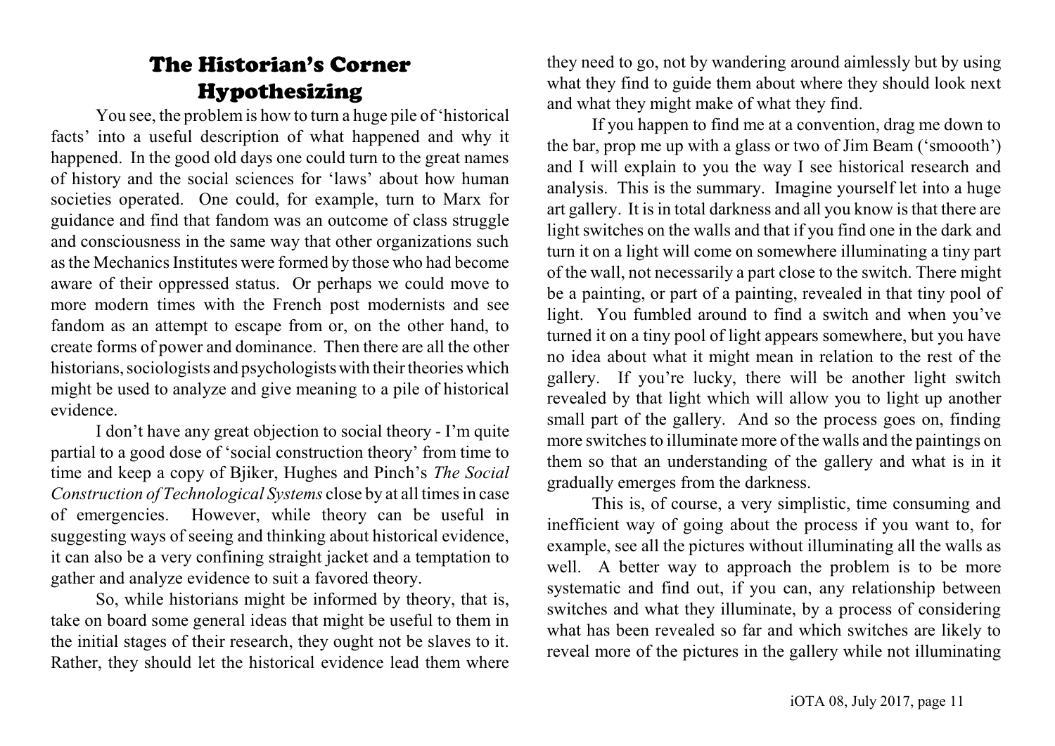# The Historian's Corner

## Hypothesizing

You see, the problem is how to turn a huge pile of 'historical facts' into a useful description of what happened and why it happened. In the good old days one could turn to the great names of history and the social sciences for 'laws' about how human societies operated. One could, for example, turn to Marx for guidance and find that fandom was an outcome of class struggle and consciousness in the same way that other organizations such as the Mechanics Institutes were formed by those who had become aware of their oppressed status. Or perhaps we could move to more modern times with the French post modernists and see fandom as an attempt to escape from or, on the other hand, to create forms of power and dominance. Then there are all the other historians, sociologists and psychologists with their theories which might be used to analyze and give meaning to a pile of historical evidence.

I don't have any great objection to social theory - I'm quite partial to a good dose of 'social construction theory' from time to time and keep a copy of Bjiker, Hughes and Pinch's *The Social Construction of Technological Systems* close by at all times in case of emergencies. However, while theory can be useful in suggesting ways of seeing and thinking about historical evidence, it can also be a very confining straight jacket and a temptation to gather and analyze evidence to suit a favored theory.

So, while historians might be informed by theory, that is, take on board some general ideas that might be useful to them in the initial stages of their research, they ought not be slaves to it. Rather, they should let the historical evidence lead them where they need to go, not by wandering around aimlessly but by using what they find to guide them about where they should look next and what they might make of what they find.

If you happen to find me at a convention, drag me down to the bar, prop me up with a glass or two of Jim Beam ('smooooth') and I will explain to you the way I see historical research and analysis. This is the summary. Imagine yourself let into a huge art gallery. It is in total darkness and all you know is that there are light switches on the walls and that if you find one in the dark and turn it on a light will come on somewhere illuminating a tiny part of the wall, not necessarily a part close to the switch. There might be a painting, or part of a painting, revealed in that tiny pool of light. You fumbled around to find a switch and when you've turned it on a tiny pool of light appears somewhere, but you have no idea about what it might mean in relation to the rest of the gallery. If you're lucky, there will be another light switch revealed by that light which will allow you to light up another small part of the gallery. And so the process goes on, finding more switches to illuminate more of the walls and the paintings on them so that an understanding of the gallery and what is in it gradually emerges from the darkness.

This is, of course, a very simplistic, time consuming and inefficient way of going about the process if you want to, for example, see all the pictures without illuminating all the walls as well. A better way to approach the problem is to be more systematic and find out, if you can, any relationship between switches and what they illuminate, by a process of considering what has been revealed so far and which switches are likely to reveal more of the pictures in the gallery while not illuminating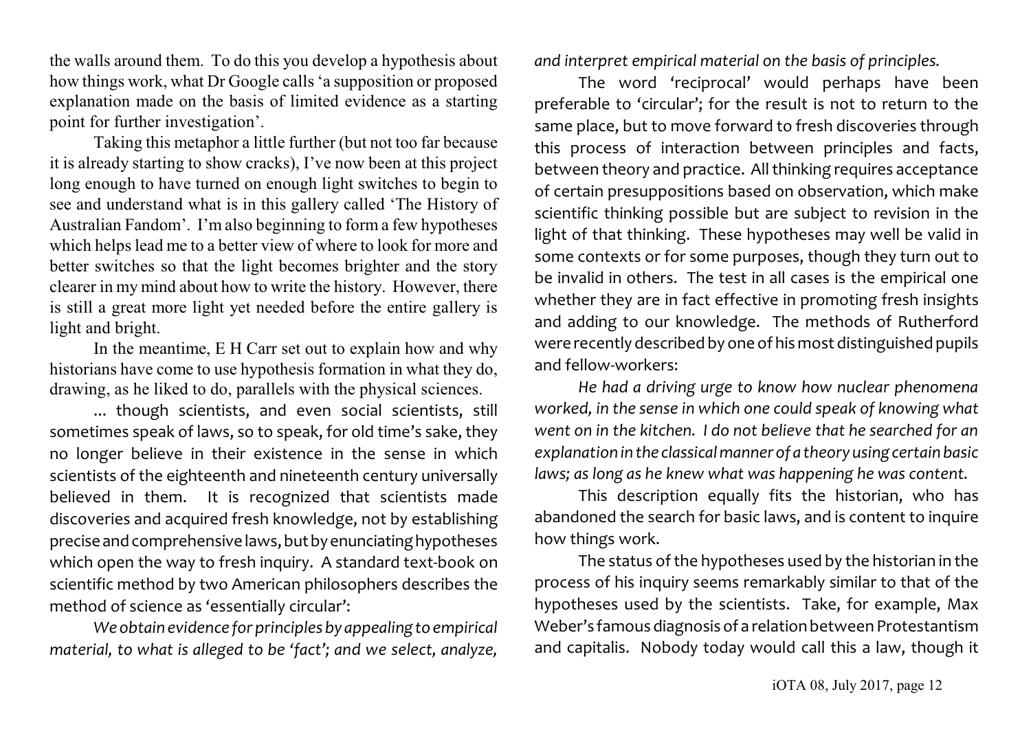the walls around them. To do this you develop a hypothesis about how things work, what Dr Google calls 'a supposition or proposed explanation made on the basis of limited evidence as a starting point for further investigation'.

Taking this metaphor a little further (but not too far because it is already starting to show cracks), I've now been at this project long enough to have turned on enough light switches to begin to see and understand what is in this gallery called 'The History of Australian Fandom'. I'm also beginning to form a few hypotheses which helps lead me to a better view of where to look for more and better switches so that the light becomes brighter and the story clearer in my mind about how to write the history. However, there is still a great more light yet needed before the entire gallery is light and bright.

In the meantime, E H Carr set out to explain how and why historians have come to use hypothesis formation in what they do, drawing, as he liked to do, parallels with the physical sciences.

... though scientists, and even social scientists, still sometimes speak of laws, so to speak, for old time's sake, they no longer believe in their existence in the sense in which scientists of the eighteenth and nineteenth century universally believed in them. It is recognized that scientists made discoveries and acquired fresh knowledge, not by establishing precise and comprehensive laws, but by enunciating hypotheses which open the way to fresh inquiry. A standard text-book on scientific method by two American philosophers describes the method of science as 'essentially circular':

*We obtain evidence for principles by appealing to empirical material, to what is alleged to be 'fact'; and we select, analyze, and interpret empirical material on the basis of principles.*

The word 'reciprocal' would perhaps have been preferable to 'circular'; for the result is not to return to the same place, but to move forward to fresh discoveries through this process of interaction between principles and facts, between theory and practice. All thinking requires acceptance of certain presuppositions based on observation, which make scientific thinking possible but are subject to revision in the light of that thinking. These hypotheses may well be valid in some contexts or for some purposes, though they turn out to be invalid in others. The test in all cases is the empirical one whether they are in fact effective in promoting fresh insights and adding to our knowledge. The methods of Rutherford were recently described by one of his most distinguished pupils and fellow-workers:

*He had a driving urge to know how nuclear phenomena worked, in the sense in which one could speak of knowing what went on in the kitchen. I do not believe that he searched for an explanation in the classical manner of a theory using certain basic laws; as long as he knew what was happening he was content.*

This description equally fits the historian, who has abandoned the search for basic laws, and is content to inquire how things work.

The status of the hypotheses used by the historian in the process of his inquiry seems remarkably similar to that of the hypotheses used by the scientists. Take, for example, Max Weber's famous diagnosis of a relation between Protestantism and capitalis. Nobody today would call this a law, though it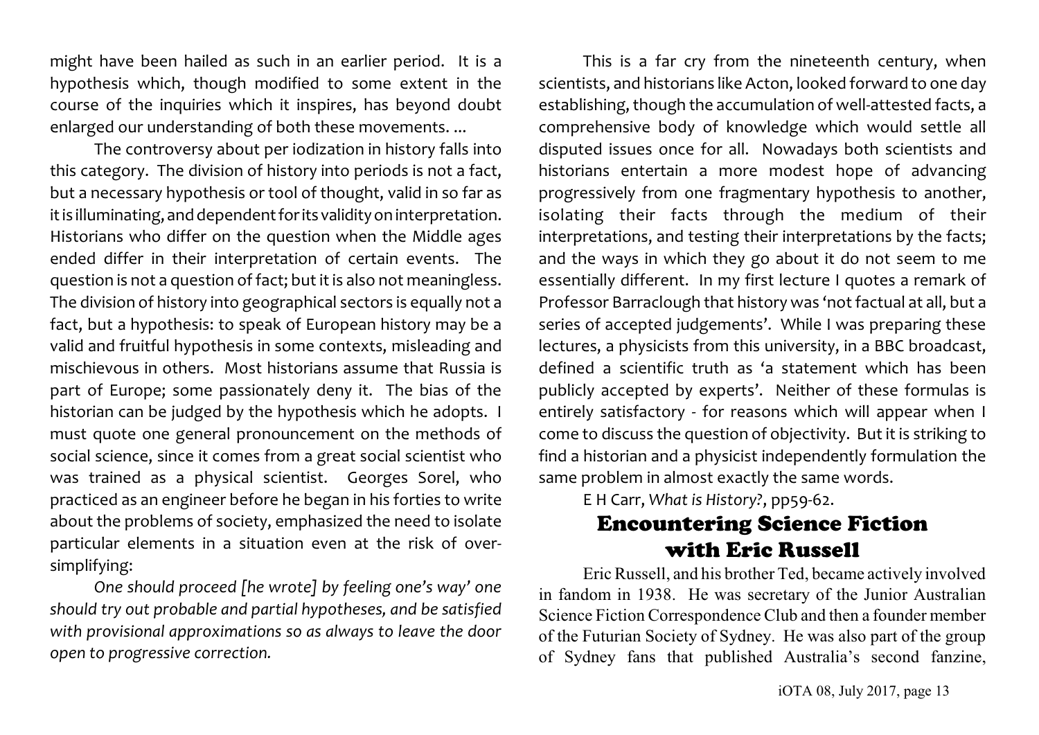might have been hailed as such in an earlier period. It is a hypothesis which, though modified to some extent in the course of the inquiries which it inspires, has beyond doubt enlarged our understanding of both these movements. ...

The controversy about per iodization in history falls into this category. The division of history into periods is not a fact, but a necessary hypothesis or tool of thought, valid in so far as it is illuminating, and dependent for its validity on interpretation. Historians who differ on the question when the Middle ages ended differ in their interpretation of certain events. The question is not a question of fact; but it is also not meaningless. The division of history into geographical sectors is equally not a fact, but a hypothesis: to speak of European history may be a valid and fruitful hypothesis in some contexts, misleading and mischievous in others. Most historians assume that Russia is part of Europe; some passionately deny it. The bias of the historian can be judged by the hypothesis which he adopts. I must quote one general pronouncement on the methods of social science, since it comes from a great social scientist who was trained as a physical scientist. Georges Sorel, who practiced as an engineer before he began in his forties to write about the problems of society, emphasized the need to isolate particular elements in a situation even at the risk of over-simplifying:

*One should proceed [he wrote] by feeling one's way' one should try out probable and partial hypotheses, and be satisfied with provisional approximations so as always to leave the door open to progressive correction.*

This is a far cry from the nineteenth century, when scientists, and historians like Acton, looked forward to one day establishing, though the accumulation of well-attested facts, a comprehensive body of knowledge which would settle all disputed issues once for all. Nowadays both scientists and historians entertain a more modest hope of advancing progressively from one fragmentary hypothesis to another, isolating their facts through the medium of their interpretations, and testing their interpretations by the facts; and the ways in which they go about it do not seem to me essentially different. In my first lecture I quotes a remark of Professor Barraclough that history was 'not factual at all, but a series of accepted judgements'. While I was preparing these lectures, a physicists from this university, in a BBC broadcast, defined a scientific truth as 'a statement which has been publicly accepted by experts'. Neither of these formulas is entirely satisfactory - for reasons which will appear when I come to discuss the question of objectivity. But it is striking to find a historian and a physicist independently formulation the same problem in almost exactly the same words.

E H Carr, *What is History?*, pp59-62.

## Encountering Science Fiction with Eric Russell

Eric Russell, and his brother Ted, became actively involved in fandom in 1938. He was secretary of the Junior Australian Science Fiction Correspondence Club and then a founder member of the Futurian Society of Sydney. He was also part of the group of Sydney fans that published Australia's second fanzine,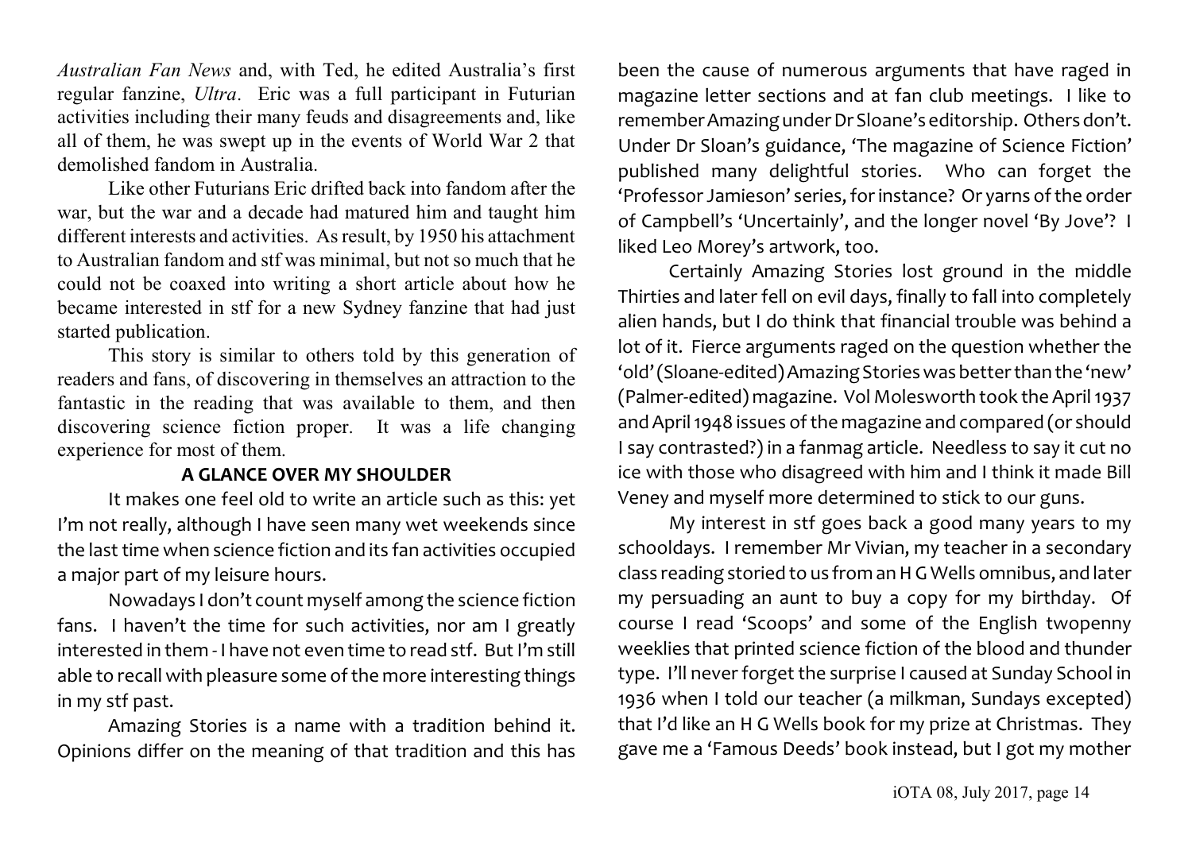*Australian Fan News* and, with Ted, he edited Australia's first regular fanzine, *Ultra*. Eric was a full participant in Futurian activities including their many feuds and disagreements and, like all of them, he was swept up in the events of World War 2 that demolished fandom in Australia.

Like other Futurians Eric drifted back into fandom after the war, but the war and a decade had matured him and taught him different interests and activities. As result, by 1950 his attachment to Australian fandom and stf was minimal, but not so much that he could not be coaxed into writing a short article about how he became interested in stf for a new Sydney fanzine that had just started publication.

This story is similar to others told by this generation of readers and fans, of discovering in themselves an attraction to the fantastic in the reading that was available to them, and then discovering science fiction proper. It was a life changing experience for most of them.

**A GLANCE OVER MY SHOULDER**

It makes one feel old to write an article such as this: yet I'm not really, although I have seen many wet weekends since the last time when science fiction and its fan activities occupied a major part of my leisure hours.

Nowadays I don't count myself among the science fiction fans. I haven't the time for such activities, nor am I greatly interested in them - I have not even time to read stf. But I'm still able to recall with pleasure some of the more interesting things in my stf past.

Amazing Stories is a name with a tradition behind it. Opinions differ on the meaning of that tradition and this has been the cause of numerous arguments that have raged in magazine letter sections and at fan club meetings. I like to remember Amazing under Dr Sloane's editorship. Others don't. Under Dr Sloan's guidance, 'The magazine of Science Fiction' published many delightful stories. Who can forget the 'Professor Jamieson' series, for instance? Or yarns of the order of Campbell's 'Uncertainly', and the longer novel 'By Jove'? I liked Leo Morey's artwork, too.

Certainly Amazing Stories lost ground in the middle Thirties and later fell on evil days, finally to fall into completely alien hands, but I do think that financial trouble was behind a lot of it. Fierce arguments raged on the question whether the 'old' (Sloane-edited) Amazing Stories was better than the 'new' (Palmer-edited) magazine. Vol Molesworth took the April 1937 and April 1948 issues of the magazine and compared (or should I say contrasted?) in a fanmag article. Needless to say it cut no ice with those who disagreed with him and I think it made Bill Veney and myself more determined to stick to our guns.

My interest in stf goes back a good many years to my schooldays. I remember Mr Vivian, my teacher in a secondary class reading storied to us from an H G Wells omnibus, and later my persuading an aunt to buy a copy for my birthday. Of course I read 'Scoops' and some of the English twopenny weeklies that printed science fiction of the blood and thunder type. I'll never forget the surprise I caused at Sunday School in 1936 when I told our teacher (a milkman, Sundays excepted) that I'd like an H G Wells book for my prize at Christmas. They gave me a 'Famous Deeds' book instead, but I got my mother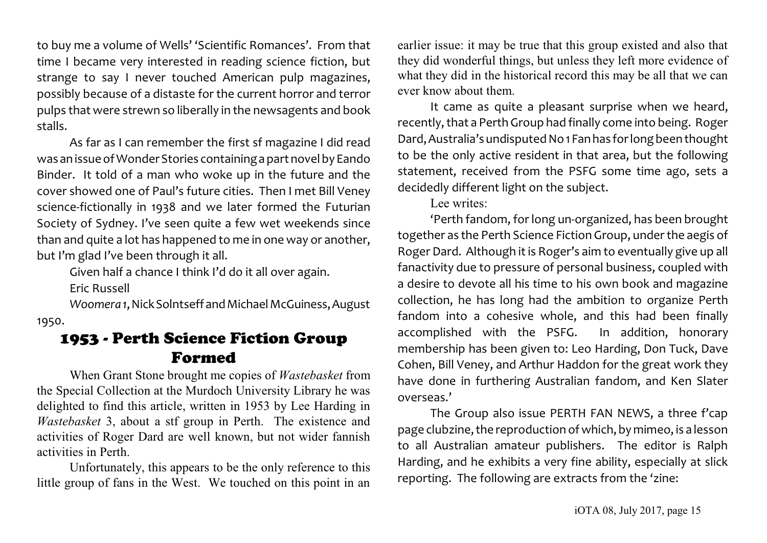to buy me a volume of Wells' 'Scientific Romances'. From that time I became very interested in reading science fiction, but strange to say I never touched American pulp magazines, possibly because of a distaste for the current horror and terror pulps that were strewn so liberally in the newsagents and book stalls.

As far as I can remember the first sf magazine I did read was an issue of Wonder Stories containing a part novel by Eando Binder. It told of a man who woke up in the future and the cover showed one of Paul's future cities. Then I met Bill Veney science-fictionally in 1938 and we later formed the Futurian Society of Sydney. I've seen quite a few wet weekends since than and quite a lot has happened to me in one way or another, but I'm glad I've been through it all.

Given half a chance I think I'd do it all over again.

Eric Russell

*Woomera 1*, Nick Solntseff and Michael McGuiness, August 1950.

## 1953 - Perth Science Fiction Group Formed

When Grant Stone brought me copies of *Wastebasket* from the Special Collection at the Murdoch University Library he was delighted to find this article, written in 1953 by Lee Harding in *Wastebasket* 3, about a stf group in Perth. The existence and activities of Roger Dard are well known, but not wider fannish activities in Perth.

Unfortunately, this appears to be the only reference to this little group of fans in the West. We touched on this point in an earlier issue: it may be true that this group existed and also that they did wonderful things, but unless they left more evidence of what they did in the historical record this may be all that we can ever know about them.

It came as quite a pleasant surprise when we heard, recently, that a Perth Group had finally come into being. Roger Dard, Australia's undisputed No 1 Fan has for long been thought to be the only active resident in that area, but the following statement, received from the PSFG some time ago, sets a decidedly different light on the subject.

Lee writes:

'Perth fandom, for long un-organized, has been brought together as the Perth Science Fiction Group, under the aegis of Roger Dard. Although it is Roger's aim to eventually give up all fanactivity due to pressure of personal business, coupled with a desire to devote all his time to his own book and magazine collection, he has long had the ambition to organize Perth fandom into a cohesive whole, and this had been finally accomplished with the PSFG. In addition, honorary membership has been given to: Leo Harding, Don Tuck, Dave Cohen, Bill Veney, and Arthur Haddon for the great work they have done in furthering Australian fandom, and Ken Slater overseas.'

The Group also issue PERTH FAN NEWS, a three f'cap page clubzine, the reproduction of which, by mimeo, is a lesson to all Australian amateur publishers. The editor is Ralph Harding, and he exhibits a very fine ability, especially at slick reporting. The following are extracts from the 'zine: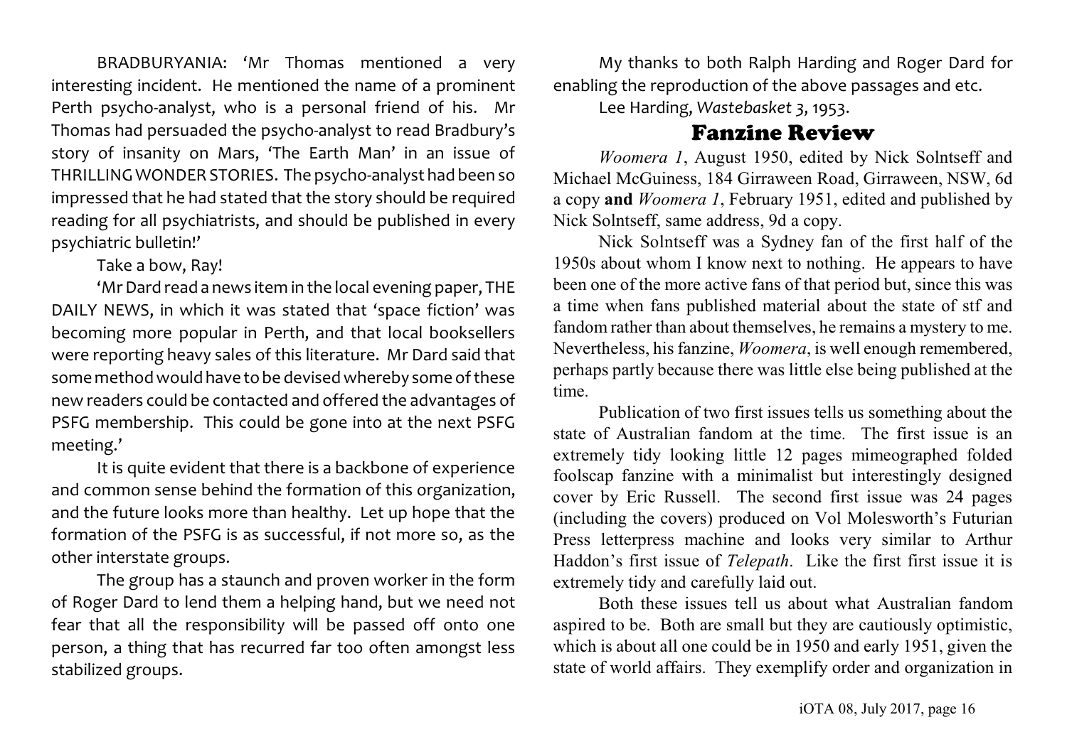BRADBURYANIA: 'Mr Thomas mentioned a very interesting incident. He mentioned the name of a prominent Perth psycho-analyst, who is a personal friend of his. Mr Thomas had persuaded the psycho-analyst to read Bradbury's story of insanity on Mars, 'The Earth Man' in an issue of THRILLING WONDER STORIES. The psycho-analyst had been so impressed that he had stated that the story should be required reading for all psychiatrists, and should be published in every psychiatric bulletin!'

Take a bow, Ray!

'Mr Dard read a news item in the local evening paper, THE DAILY NEWS, in which it was stated that 'space fiction' was becoming more popular in Perth, and that local booksellers were reporting heavy sales of this literature. Mr Dard said that some method would have to be devised whereby some of these new readers could be contacted and offered the advantages of PSFG membership. This could be gone into at the next PSFG meeting.'

It is quite evident that there is a backbone of experience and common sense behind the formation of this organization, and the future looks more than healthy. Let up hope that the formation of the PSFG is as successful, if not more so, as the other interstate groups.

The group has a staunch and proven worker in the form of Roger Dard to lend them a helping hand, but we need not fear that all the responsibility will be passed off onto one person, a thing that has recurred far too often amongst less stabilized groups.

My thanks to both Ralph Harding and Roger Dard for enabling the reproduction of the above passages and etc.

Lee Harding, *Wastebasket 3*, 1953.

## Fanzine Review

*Woomera 1*, August 1950, edited by Nick Solntseff and Michael McGuiness, 184 Girraween Road, Girraween, NSW, 6d a copy **and** *Woomera 1*, February 1951, edited and published by Nick Solntseff, same address, 9d a copy.

Nick Solntseff was a Sydney fan of the first half of the 1950s about whom I know next to nothing. He appears to have been one of the more active fans of that period but, since this was a time when fans published material about the state of stf and fandom rather than about themselves, he remains a mystery to me. Nevertheless, his fanzine, *Woomera*, is well enough remembered, perhaps partly because there was little else being published at the time.

Publication of two first issues tells us something about the state of Australian fandom at the time. The first issue is an extremely tidy looking little 12 pages mimeographed folded foolscap fanzine with a minimalist but interestingly designed cover by Eric Russell. The second first issue was 24 pages (including the covers) produced on Vol Molesworth's Futurian Press letterpress machine and looks very similar to Arthur Haddon's first issue of *Telepath*. Like the first first issue it is extremely tidy and carefully laid out.

Both these issues tell us about what Australian fandom aspired to be. Both are small but they are cautiously optimistic, which is about all one could be in 1950 and early 1951, given the state of world affairs. They exemplify order and organization in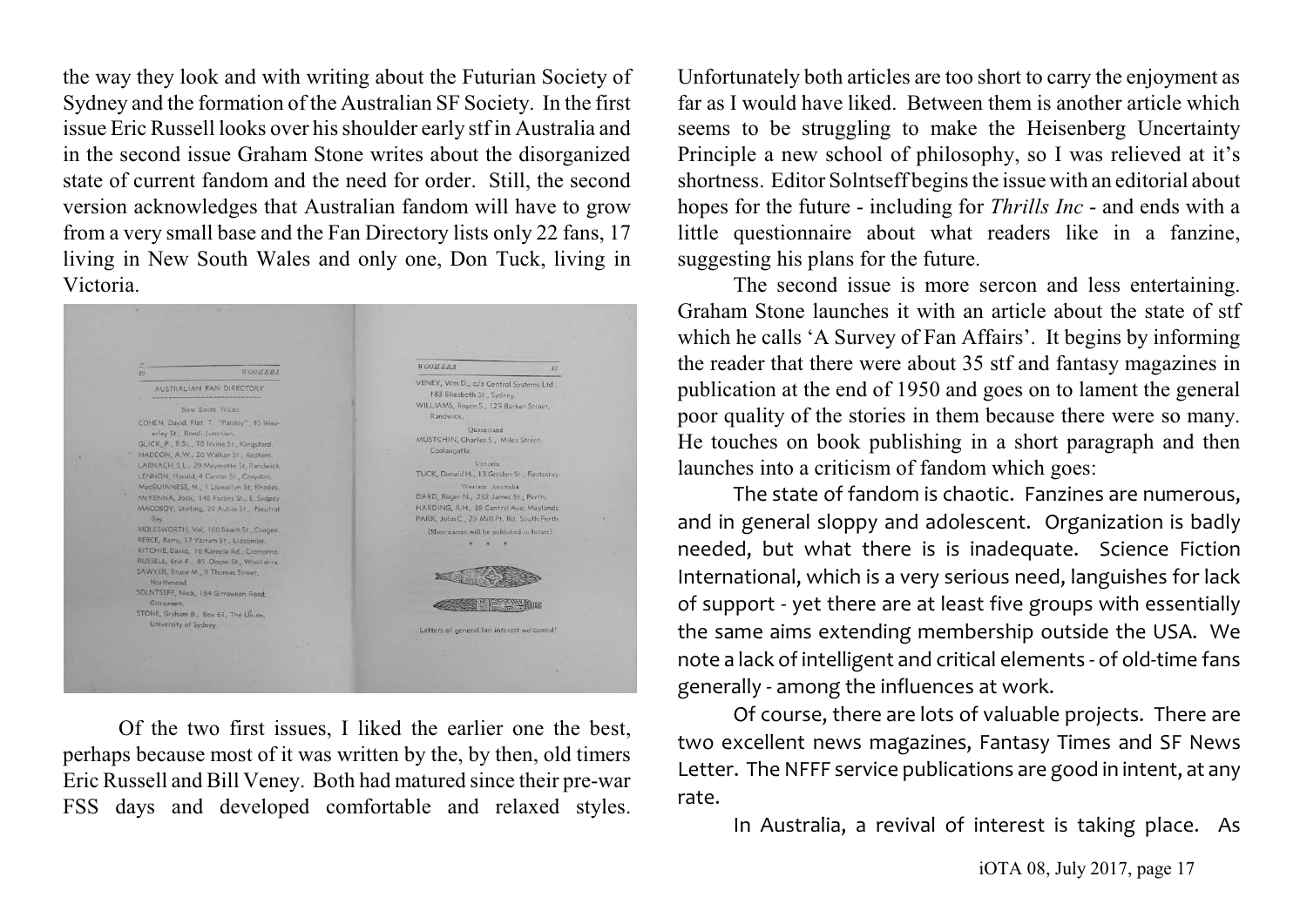the way they look and with writing about the Futurian Society of Sydney and the formation of the Australian SF Society. In the first issue Eric Russell looks over his shoulder early stf in Australia and in the second issue Graham Stone writes about the disorganized state of current fandom and the need for order. Still, the second version acknowledges that Australian fandom will have to grow from a very small base and the Fan Directory lists only 22 fans, 17 living in New South Wales and only one, Don Tuck, living in Victoria.

Of the two first issues, I liked the earlier one the best, perhaps because most of it was written by the, by then, old timers Eric Russell and Bill Veney. Both had matured since their pre-war FSS days and developed comfortable and relaxed styles. Unfortunately both articles are too short to carry the enjoyment as far as I would have liked. Between them is another article which seems to be struggling to make the Heisenberg Uncertainty Principle a new school of philosophy, so I was relieved at it's shortness. Editor Solntseff begins the issue with an editorial about hopes for the future - including for *Thrills Inc* - and ends with a little questionnaire about what readers like in a fanzine, suggesting his plans for the future.

The second issue is more sercon and less entertaining. Graham Stone launches it with an article about the state of stf which he calls 'A Survey of Fan Affairs'. It begins by informing the reader that there were about 35 stf and fantasy magazines in publication at the end of 1950 and goes on to lament the general poor quality of the stories in them because there were so many. He touches on book publishing in a short paragraph and then launches into a criticism of fandom which goes:

> The state of fandom is chaotic. Fanzines are numerous, and in general sloppy and adolescent. Organization is badly needed, but what there is is inadequate. Science Fiction International, which is a very serious need, languishes for lack of support - yet there are at least five groups with essentially the same aims extending membership outside the USA. We note a lack of intelligent and critical elements - of old-time fans generally - among the influences at work.
>
> Of course, there are lots of valuable projects. There are two excellent news magazines, Fantasy Times and SF News Letter. The NFFF service publications are good in intent, at any rate.
>
> In Australia, a revival of interest is taking place. As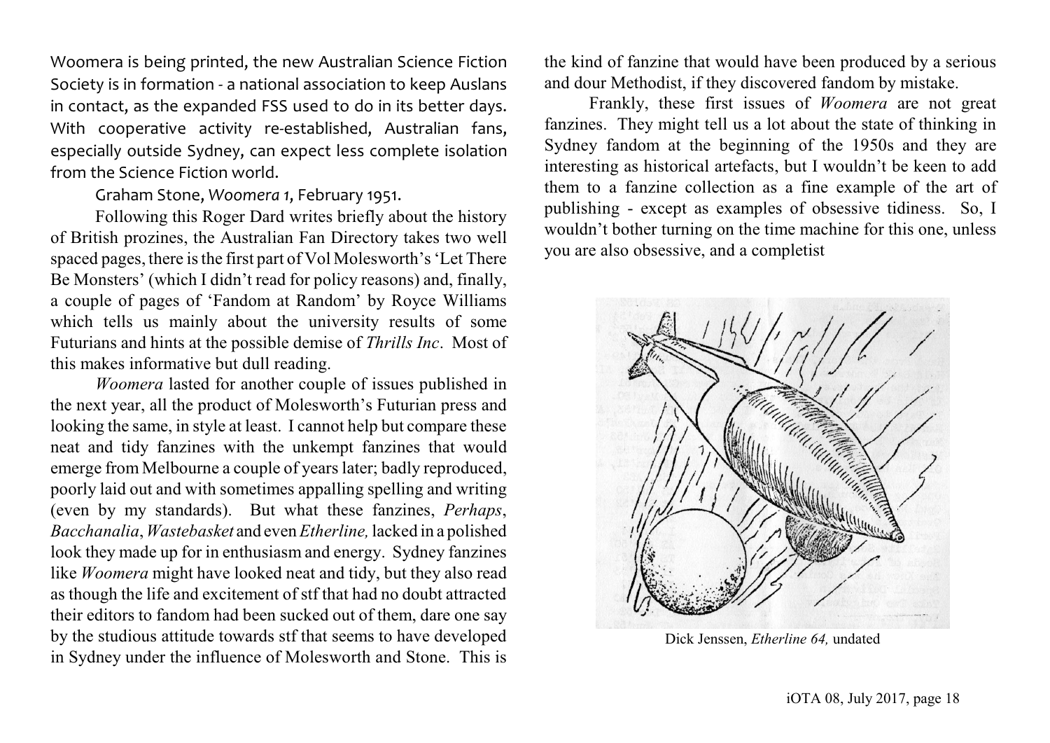Woomera is being printed, the new Australian Science Fiction Society is in formation - a national association to keep Auslans in contact, as the expanded FSS used to do in its better days. With cooperative activity re-established, Australian fans, especially outside Sydney, can expect less complete isolation from the Science Fiction world.

Graham Stone, *Woomera 1*, February 1951.

Following this Roger Dard writes briefly about the history of British prozines, the Australian Fan Directory takes two well spaced pages, there is the first part of Vol Molesworth's 'Let There Be Monsters' (which I didn't read for policy reasons) and, finally, a couple of pages of 'Fandom at Random' by Royce Williams which tells us mainly about the university results of some Futurians and hints at the possible demise of *Thrills Inc*. Most of this makes informative but dull reading.

*Woomera* lasted for another couple of issues published in the next year, all the product of Molesworth's Futurian press and looking the same, in style at least. I cannot help but compare these neat and tidy fanzines with the unkempt fanzines that would emerge from Melbourne a couple of years later; badly reproduced, poorly laid out and with sometimes appalling spelling and writing (even by my standards). But what these fanzines, *Perhaps*, *Bacchanalia*, *Wastebasket* and even *Etherline,* lacked in a polished look they made up for in enthusiasm and energy. Sydney fanzines like *Woomera* might have looked neat and tidy, but they also read as though the life and excitement of stf that had no doubt attracted their editors to fandom had been sucked out of them, dare one say by the studious attitude towards stf that seems to have developed in Sydney under the influence of Molesworth and Stone. This is the kind of fanzine that would have been produced by a serious and dour Methodist, if they discovered fandom by mistake.

Frankly, these first issues of *Woomera* are not great fanzines. They might tell us a lot about the state of thinking in Sydney fandom at the beginning of the 1950s and they are interesting as historical artefacts, but I wouldn't be keen to add them to a fanzine collection as a fine example of the art of publishing - except as examples of obsessive tidiness. So, I wouldn't bother turning on the time machine for this one, unless you are also obsessive, and a completist

Dick Jenssen, *Etherline 64,* undated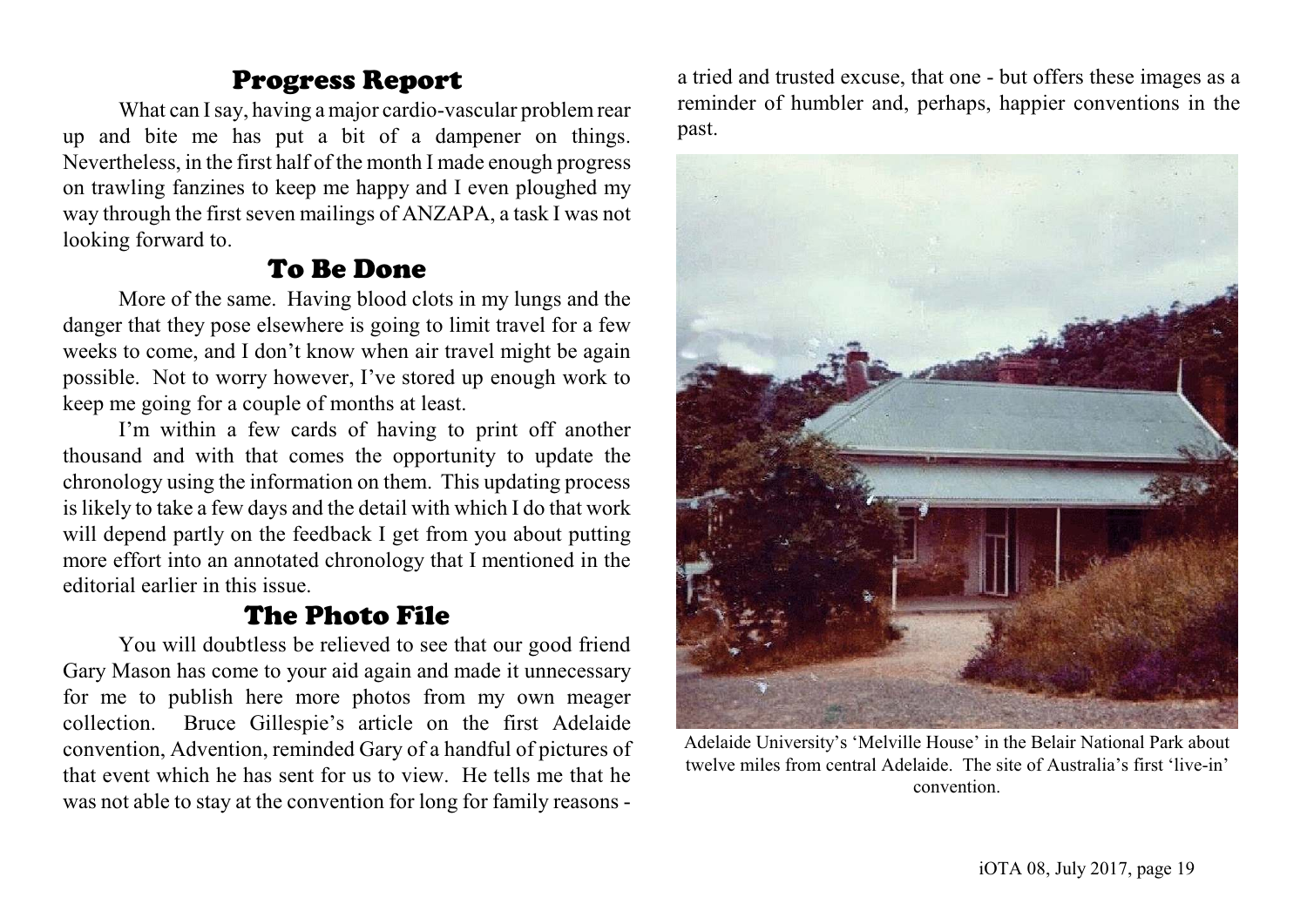## Progress Report

What can I say, having a major cardio-vascular problem rear up and bite me has put a bit of a dampener on things. Nevertheless, in the first half of the month I made enough progress on trawling fanzines to keep me happy and I even ploughed my way through the first seven mailings of ANZAPA, a task I was not looking forward to.

## To Be Done

More of the same. Having blood clots in my lungs and the danger that they pose elsewhere is going to limit travel for a few weeks to come, and I don't know when air travel might be again possible. Not to worry however, I've stored up enough work to keep me going for a couple of months at least.

I'm within a few cards of having to print off another thousand and with that comes the opportunity to update the chronology using the information on them. This updating process is likely to take a few days and the detail with which I do that work will depend partly on the feedback I get from you about putting more effort into an annotated chronology that I mentioned in the editorial earlier in this issue.

## The Photo File

You will doubtless be relieved to see that our good friend Gary Mason has come to your aid again and made it unnecessary for me to publish here more photos from my own meager collection. Bruce Gillespie's article on the first Adelaide convention, Advention, reminded Gary of a handful of pictures of that event which he has sent for us to view. He tells me that he was not able to stay at the convention for long for family reasons - a tried and trusted excuse, that one - but offers these images as a reminder of humbler and, perhaps, happier conventions in the past.

Adelaide University's 'Melville House' in the Belair National Park about twelve miles from central Adelaide. The site of Australia's first 'live-in' convention.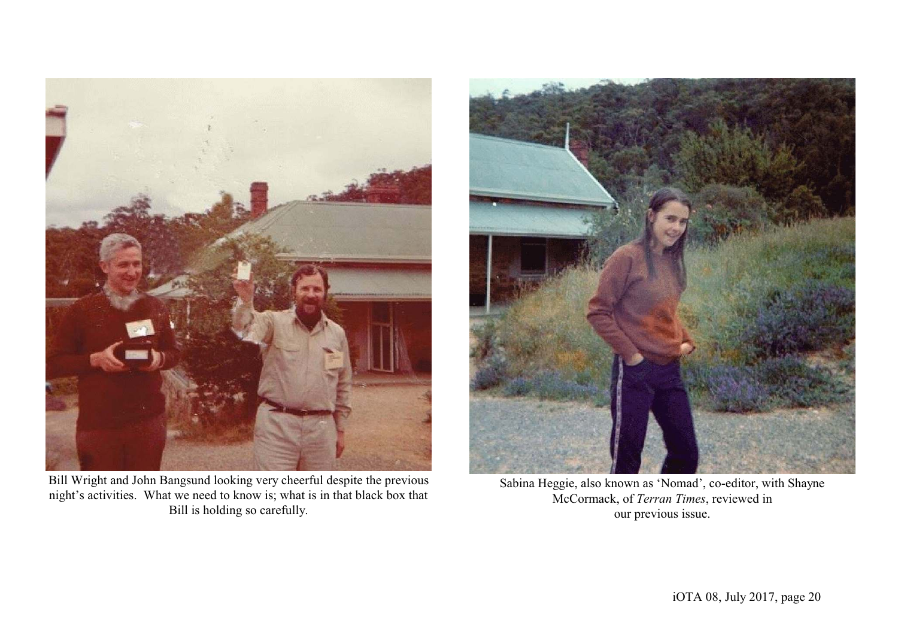Bill Wright and John Bangsund looking very cheerful despite the previous night's activities. What we need to know is; what is in that black box that Bill is holding so carefully.

Sabina Heggie, also known as 'Nomad', co-editor, with Shayne McCormack, of *Terran Times*, reviewed in our previous issue.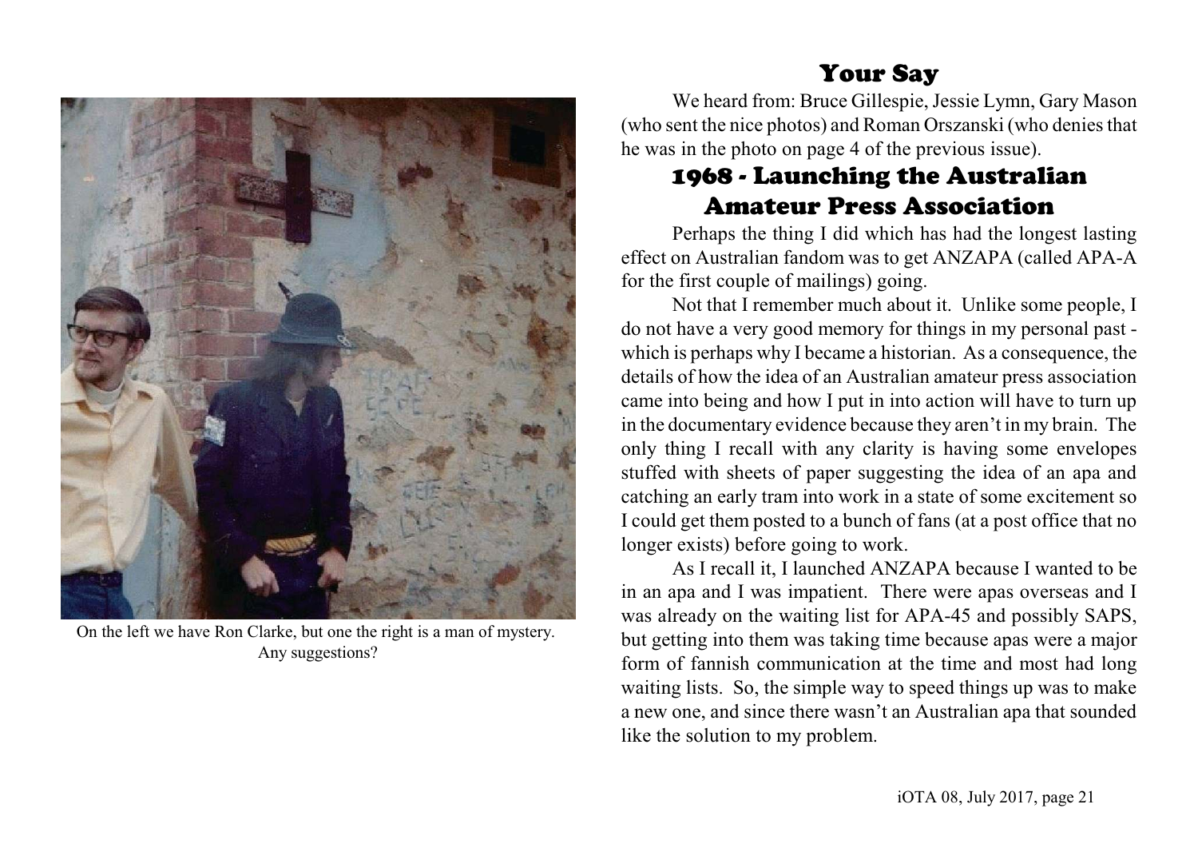On the left we have Ron Clarke, but one the right is a man of mystery. Any suggestions?

## Your Say

We heard from: Bruce Gillespie, Jessie Lymn, Gary Mason (who sent the nice photos) and Roman Orszanski (who denies that he was in the photo on page 4 of the previous issue).

## 1968 - Launching the Australian Amateur Press Association

Perhaps the thing I did which has had the longest lasting effect on Australian fandom was to get ANZAPA (called APA-A for the first couple of mailings) going.

Not that I remember much about it. Unlike some people, I do not have a very good memory for things in my personal past - which is perhaps why I became a historian. As a consequence, the details of how the idea of an Australian amateur press association came into being and how I put in into action will have to turn up in the documentary evidence because they aren't in my brain. The only thing I recall with any clarity is having some envelopes stuffed with sheets of paper suggesting the idea of an apa and catching an early tram into work in a state of some excitement so I could get them posted to a bunch of fans (at a post office that no longer exists) before going to work.

As I recall it, I launched ANZAPA because I wanted to be in an apa and I was impatient. There were apas overseas and I was already on the waiting list for APA-45 and possibly SAPS, but getting into them was taking time because apas were a major form of fannish communication at the time and most had long waiting lists. So, the simple way to speed things up was to make a new one, and since there wasn't an Australian apa that sounded like the solution to my problem.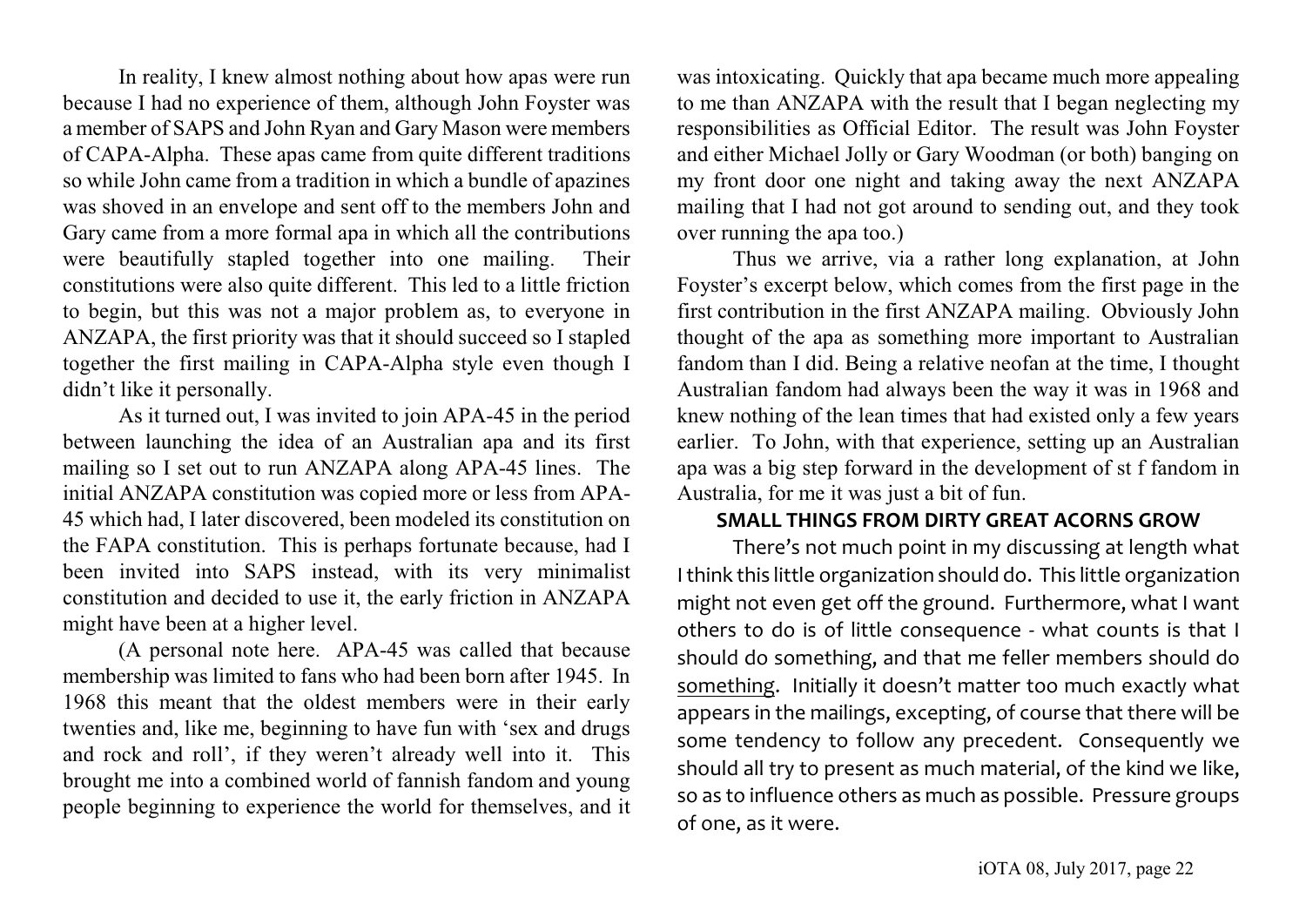In reality, I knew almost nothing about how apas were run because I had no experience of them, although John Foyster was a member of SAPS and John Ryan and Gary Mason were members of CAPA-Alpha. These apas came from quite different traditions so while John came from a tradition in which a bundle of apazines was shoved in an envelope and sent off to the members John and Gary came from a more formal apa in which all the contributions were beautifully stapled together into one mailing. Their constitutions were also quite different. This led to a little friction to begin, but this was not a major problem as, to everyone in ANZAPA, the first priority was that it should succeed so I stapled together the first mailing in CAPA-Alpha style even though I didn't like it personally.

As it turned out, I was invited to join APA-45 in the period between launching the idea of an Australian apa and its first mailing so I set out to run ANZAPA along APA-45 lines. The initial ANZAPA constitution was copied more or less from APA-45 which had, I later discovered, been modeled its constitution on the FAPA constitution. This is perhaps fortunate because, had I been invited into SAPS instead, with its very minimalist constitution and decided to use it, the early friction in ANZAPA might have been at a higher level.

(A personal note here. APA-45 was called that because membership was limited to fans who had been born after 1945. In 1968 this meant that the oldest members were in their early twenties and, like me, beginning to have fun with 'sex and drugs and rock and roll', if they weren't already well into it. This brought me into a combined world of fannish fandom and young people beginning to experience the world for themselves, and it was intoxicating. Quickly that apa became much more appealing to me than ANZAPA with the result that I began neglecting my responsibilities as Official Editor. The result was John Foyster and either Michael Jolly or Gary Woodman (or both) banging on my front door one night and taking away the next ANZAPA mailing that I had not got around to sending out, and they took over running the apa too.)

Thus we arrive, via a rather long explanation, at John Foyster's excerpt below, which comes from the first page in the first contribution in the first ANZAPA mailing. Obviously John thought of the apa as something more important to Australian fandom than I did. Being a relative neofan at the time, I thought Australian fandom had always been the way it was in 1968 and knew nothing of the lean times that had existed only a few years earlier. To John, with that experience, setting up an Australian apa was a big step forward in the development of st f fandom in Australia, for me it was just a bit of fun.

**SMALL THINGS FROM DIRTY GREAT ACORNS GROW**

There's not much point in my discussing at length what I think this little organization should do. This little organization might not even get off the ground. Furthermore, what I want others to do is of little consequence - what counts is that I should do something, and that me feller members should do <u>something</u>. Initially it doesn't matter too much exactly what appears in the mailings, excepting, of course that there will be some tendency to follow any precedent. Consequently we should all try to present as much material, of the kind we like, so as to influence others as much as possible. Pressure groups of one, as it were.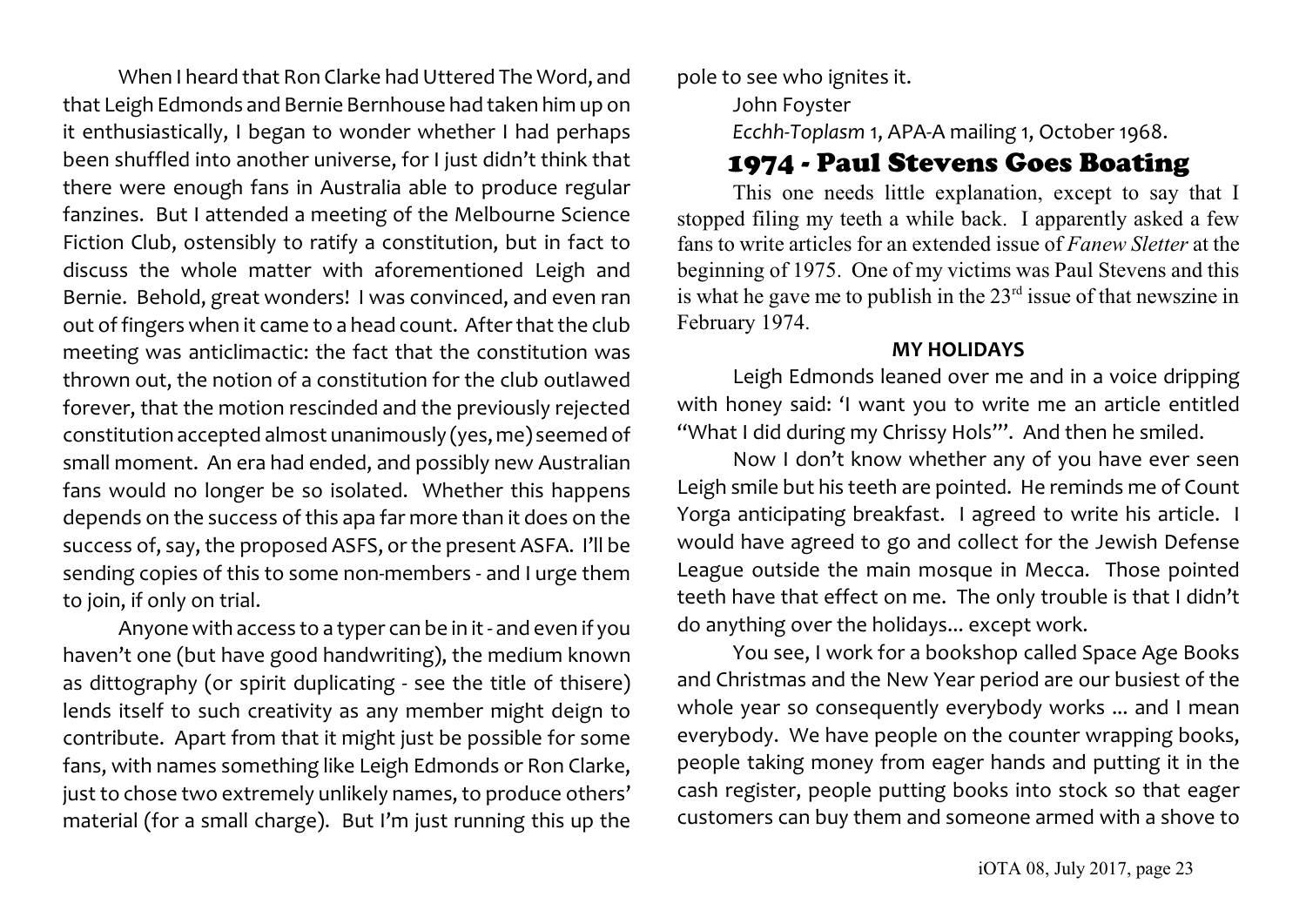When I heard that Ron Clarke had Uttered The Word, and that Leigh Edmonds and Bernie Bernhouse had taken him up on it enthusiastically, I began to wonder whether I had perhaps been shuffled into another universe, for I just didn't think that there were enough fans in Australia able to produce regular fanzines. But I attended a meeting of the Melbourne Science Fiction Club, ostensibly to ratify a constitution, but in fact to discuss the whole matter with aforementioned Leigh and Bernie. Behold, great wonders! I was convinced, and even ran out of fingers when it came to a head count. After that the club meeting was anticlimactic: the fact that the constitution was thrown out, the notion of a constitution for the club outlawed forever, that the motion rescinded and the previously rejected constitution accepted almost unanimously (yes, me) seemed of small moment. An era had ended, and possibly new Australian fans would no longer be so isolated. Whether this happens depends on the success of this apa far more than it does on the success of, say, the proposed ASFS, or the present ASFA. I'll be sending copies of this to some non-members - and I urge them to join, if only on trial.

Anyone with access to a typer can be in it - and even if you haven't one (but have good handwriting), the medium known as dittography (or spirit duplicating - see the title of thisere) lends itself to such creativity as any member might deign to contribute. Apart from that it might just be possible for some fans, with names something like Leigh Edmonds or Ron Clarke, just to chose two extremely unlikely names, to produce others' material (for a small charge). But I'm just running this up the pole to see who ignites it.

John Foyster

*Ecchh-Toplasm* 1, APA-A mailing 1, October 1968.

## 1974 - Paul Stevens Goes Boating

This one needs little explanation, except to say that I stopped filing my teeth a while back. I apparently asked a few fans to write articles for an extended issue of *Fanew Sletter* at the beginning of 1975. One of my victims was Paul Stevens and this is what he gave me to publish in the 23rd issue of that newszine in February 1974.

**MY HOLIDAYS**

Leigh Edmonds leaned over me and in a voice dripping with honey said: 'I want you to write me an article entitled "What I did during my Chrissy Hols"'. And then he smiled.

Now I don't know whether any of you have ever seen Leigh smile but his teeth are pointed. He reminds me of Count Yorga anticipating breakfast. I agreed to write his article. I would have agreed to go and collect for the Jewish Defense League outside the main mosque in Mecca. Those pointed teeth have that effect on me. The only trouble is that I didn't do anything over the holidays... except work.

You see, I work for a bookshop called Space Age Books and Christmas and the New Year period are our busiest of the whole year so consequently everybody works ... and I mean everybody. We have people on the counter wrapping books, people taking money from eager hands and putting it in the cash register, people putting books into stock so that eager customers can buy them and someone armed with a shove to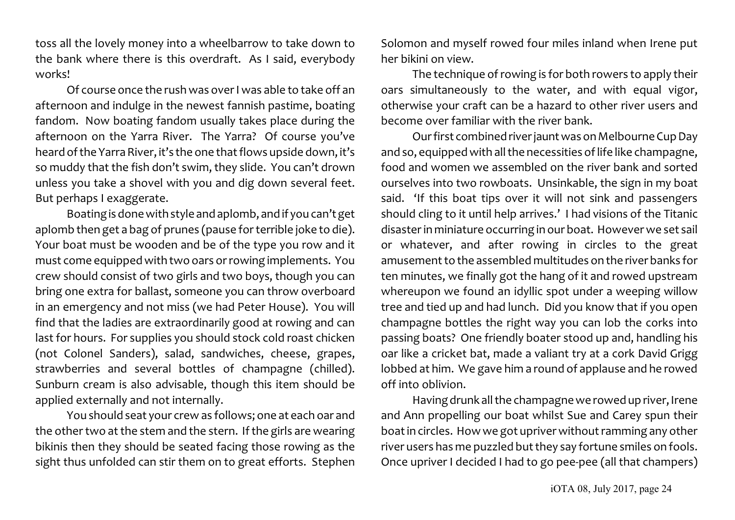toss all the lovely money into a wheelbarrow to take down to the bank where there is this overdraft. As I said, everybody works!

Of course once the rush was over I was able to take off an afternoon and indulge in the newest fannish pastime, boating fandom. Now boating fandom usually takes place during the afternoon on the Yarra River. The Yarra? Of course you've heard of the Yarra River, it's the one that flows upside down, it's so muddy that the fish don't swim, they slide. You can't drown unless you take a shovel with you and dig down several feet. But perhaps I exaggerate.

Boating is done with style and aplomb, and if you can't get aplomb then get a bag of prunes (pause for terrible joke to die). Your boat must be wooden and be of the type you row and it must come equipped with two oars or rowing implements. You crew should consist of two girls and two boys, though you can bring one extra for ballast, someone you can throw overboard in an emergency and not miss (we had Peter House). You will find that the ladies are extraordinarily good at rowing and can last for hours. For supplies you should stock cold roast chicken (not Colonel Sanders), salad, sandwiches, cheese, grapes, strawberries and several bottles of champagne (chilled). Sunburn cream is also advisable, though this item should be applied externally and not internally.

You should seat your crew as follows; one at each oar and the other two at the stem and the stern. If the girls are wearing bikinis then they should be seated facing those rowing as the sight thus unfolded can stir them on to great efforts. Stephen Solomon and myself rowed four miles inland when Irene put her bikini on view.

The technique of rowing is for both rowers to apply their oars simultaneously to the water, and with equal vigor, otherwise your craft can be a hazard to other river users and become over familiar with the river bank.

Our first combined river jaunt was on Melbourne Cup Day and so, equipped with all the necessities of life like champagne, food and women we assembled on the river bank and sorted ourselves into two rowboats. Unsinkable, the sign in my boat said. 'If this boat tips over it will not sink and passengers should cling to it until help arrives.' I had visions of the Titanic disaster in miniature occurring in our boat. However we set sail or whatever, and after rowing in circles to the great amusement to the assembled multitudes on the river banks for ten minutes, we finally got the hang of it and rowed upstream whereupon we found an idyllic spot under a weeping willow tree and tied up and had lunch. Did you know that if you open champagne bottles the right way you can lob the corks into passing boats? One friendly boater stood up and, handling his oar like a cricket bat, made a valiant try at a cork David Grigg lobbed at him. We gave him a round of applause and he rowed off into oblivion.

Having drunk all the champagne we rowed up river, Irene and Ann propelling our boat whilst Sue and Carey spun their boat in circles. How we got upriver without ramming any other river users has me puzzled but they say fortune smiles on fools. Once upriver I decided I had to go pee-pee (all that champers)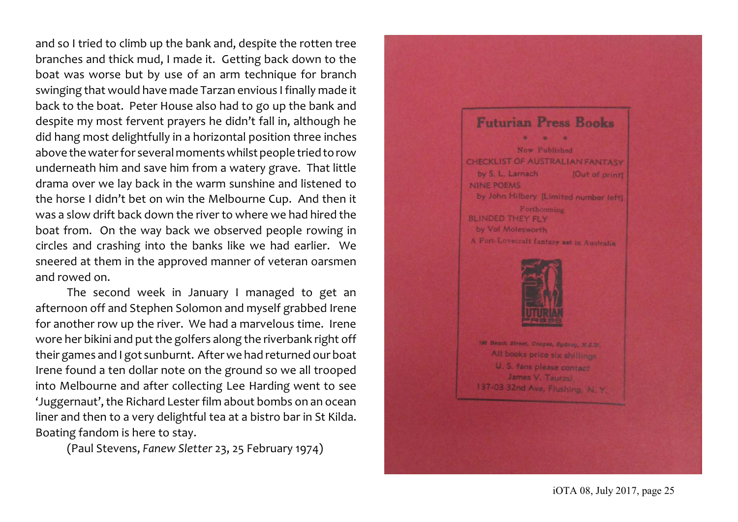and so I tried to climb up the bank and, despite the rotten tree branches and thick mud, I made it. Getting back down to the boat was worse but by use of an arm technique for branch swinging that would have made Tarzan envious I finally made it back to the boat. Peter House also had to go up the bank and despite my most fervent prayers he didn't fall in, although he did hang most delightfully in a horizontal position three inches above the water for several moments whilst people tried to row underneath him and save him from a watery grave. That little drama over we lay back in the warm sunshine and listened to the horse I didn't bet on win the Melbourne Cup. And then it was a slow drift back down the river to where we had hired the boat from. On the way back we observed people rowing in circles and crashing into the banks like we had earlier. We sneered at them in the approved manner of veteran oarsmen and rowed on.

The second week in January I managed to get an afternoon off and Stephen Solomon and myself grabbed Irene for another row up the river. We had a marvelous time. Irene wore her bikini and put the golfers along the riverbank right off their games and I got sunburnt. After we had returned our boat Irene found a ten dollar note on the ground so we all trooped into Melbourne and after collecting Lee Harding went to see 'Juggernaut', the Richard Lester film about bombs on an ocean liner and then to a very delightful tea at a bistro bar in St Kilda. Boating fandom is here to stay.

(Paul Stevens, *Fanew Sletter* 23, 25 February 1974)

## Futurian Press Books

\* \* \*

Now Published

CHECKLIST OF AUSTRALIAN FANTASY
by S. L. Larnach [Out of print]

NINE POEMS
by John Hilbery [Limited number left]

Forthcoming

BLINDED THEY FLY
by Vol Molesworth

A Fort-Lovecraft fantasy set in Australia

FUTURIAN PRESS

180 Beach Street, Coogee, Sydney, N.S.W.

All books price six shillings

U. S. fans please contact
James V. Taurasi,
137-03 32nd Ave, Flushing, N. Y.